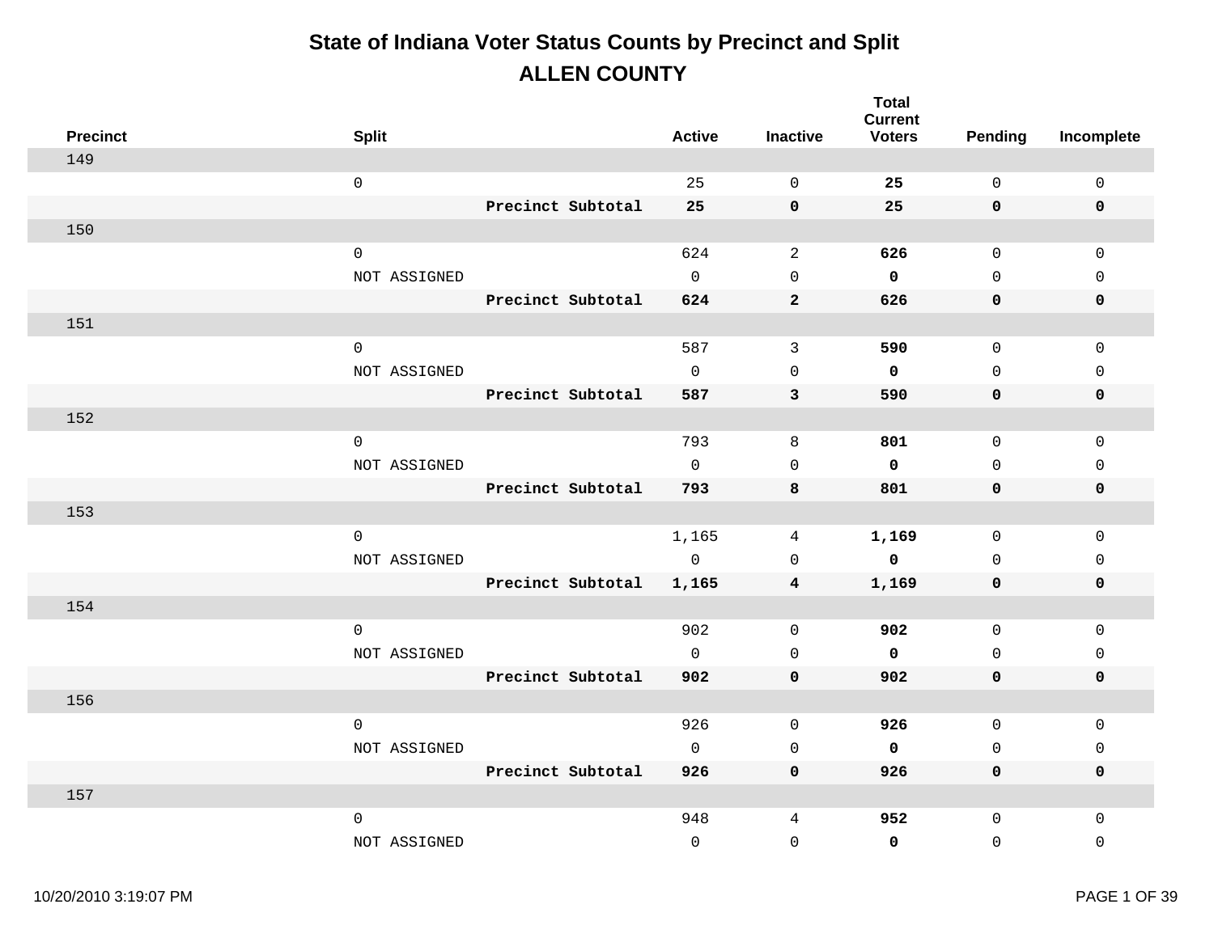# State of Indiana Voter Status Counts by Precinct and Split

## ALLEN COUNTY

| Precinct | Split | | Active | Inactive | Total Current Voters | Pending | Incomplete |
|---|---|---|---|---|---|---|---|
| 149 | | | | | | | |
| | 0 | | 25 | 0 | **25** | 0 | 0 |
| | | **Precinct Subtotal** | **25** | **0** | **25** | **0** | **0** |
| 150 | | | | | | | |
| | 0 | | 624 | 2 | **626** | 0 | 0 |
| | NOT ASSIGNED | | 0 | 0 | **0** | 0 | 0 |
| | | **Precinct Subtotal** | **624** | **2** | **626** | **0** | **0** |
| 151 | | | | | | | |
| | 0 | | 587 | 3 | **590** | 0 | 0 |
| | NOT ASSIGNED | | 0 | 0 | **0** | 0 | 0 |
| | | **Precinct Subtotal** | **587** | **3** | **590** | **0** | **0** |
| 152 | | | | | | | |
| | 0 | | 793 | 8 | **801** | 0 | 0 |
| | NOT ASSIGNED | | 0 | 0 | **0** | 0 | 0 |
| | | **Precinct Subtotal** | **793** | **8** | **801** | **0** | **0** |
| 153 | | | | | | | |
| | 0 | | 1,165 | 4 | **1,169** | 0 | 0 |
| | NOT ASSIGNED | | 0 | 0 | **0** | 0 | 0 |
| | | **Precinct Subtotal** | **1,165** | **4** | **1,169** | **0** | **0** |
| 154 | | | | | | | |
| | 0 | | 902 | 0 | **902** | 0 | 0 |
| | NOT ASSIGNED | | 0 | 0 | **0** | 0 | 0 |
| | | **Precinct Subtotal** | **902** | **0** | **902** | **0** | **0** |
| 156 | | | | | | | |
| | 0 | | 926 | 0 | **926** | 0 | 0 |
| | NOT ASSIGNED | | 0 | 0 | **0** | 0 | 0 |
| | | **Precinct Subtotal** | **926** | **0** | **926** | **0** | **0** |
| 157 | | | | | | | |
| | 0 | | 948 | 4 | **952** | 0 | 0 |
| | NOT ASSIGNED | | 0 | 0 | **0** | 0 | 0 |

10/20/2010 3:19:07 PM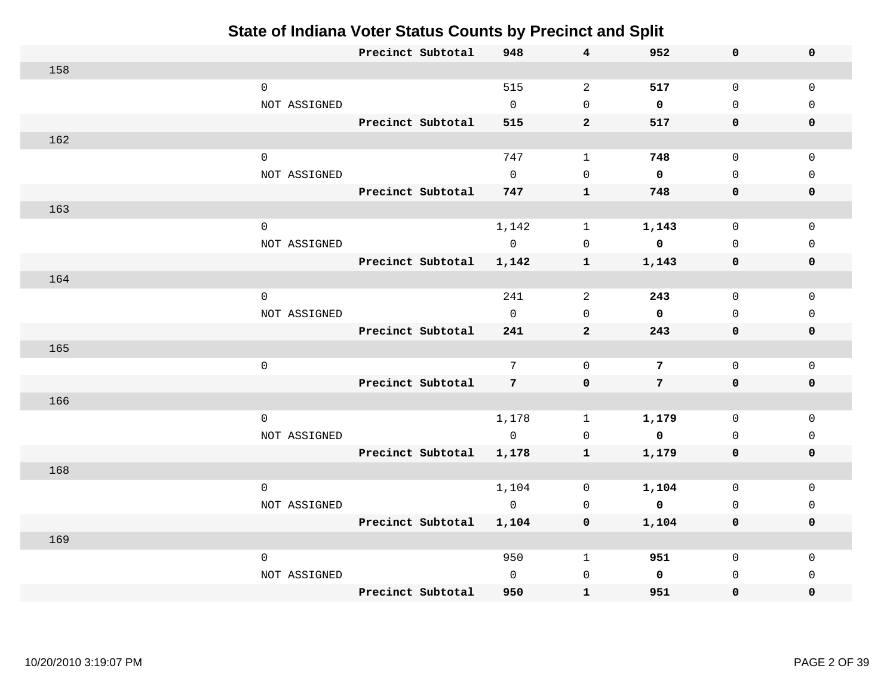# State of Indiana Voter Status Counts by Precinct and Split

| | | | | | | | |
|---|---|---|---|---|---|---|---|
| | | **Precinct Subtotal** | **948** | **4** | **952** | **0** | **0** |
| 158 | | | | | | | |
| | 0 | | 515 | 2 | **517** | 0 | 0 |
| | NOT ASSIGNED | | 0 | 0 | **0** | 0 | 0 |
| | | **Precinct Subtotal** | **515** | **2** | **517** | **0** | **0** |
| 162 | | | | | | | |
| | 0 | | 747 | 1 | **748** | 0 | 0 |
| | NOT ASSIGNED | | 0 | 0 | **0** | 0 | 0 |
| | | **Precinct Subtotal** | **747** | **1** | **748** | **0** | **0** |
| 163 | | | | | | | |
| | 0 | | 1,142 | 1 | **1,143** | 0 | 0 |
| | NOT ASSIGNED | | 0 | 0 | **0** | 0 | 0 |
| | | **Precinct Subtotal** | **1,142** | **1** | **1,143** | **0** | **0** |
| 164 | | | | | | | |
| | 0 | | 241 | 2 | **243** | 0 | 0 |
| | NOT ASSIGNED | | 0 | 0 | **0** | 0 | 0 |
| | | **Precinct Subtotal** | **241** | **2** | **243** | **0** | **0** |
| 165 | | | | | | | |
| | 0 | | 7 | 0 | **7** | 0 | 0 |
| | | **Precinct Subtotal** | **7** | **0** | **7** | **0** | **0** |
| 166 | | | | | | | |
| | 0 | | 1,178 | 1 | **1,179** | 0 | 0 |
| | NOT ASSIGNED | | 0 | 0 | **0** | 0 | 0 |
| | | **Precinct Subtotal** | **1,178** | **1** | **1,179** | **0** | **0** |
| 168 | | | | | | | |
| | 0 | | 1,104 | 0 | **1,104** | 0 | 0 |
| | NOT ASSIGNED | | 0 | 0 | **0** | 0 | 0 |
| | | **Precinct Subtotal** | **1,104** | **0** | **1,104** | **0** | **0** |
| 169 | | | | | | | |
| | 0 | | 950 | 1 | **951** | 0 | 0 |
| | NOT ASSIGNED | | 0 | 0 | **0** | 0 | 0 |
| | | **Precinct Subtotal** | **950** | **1** | **951** | **0** | **0** |

10/20/2010 3:19:07 PM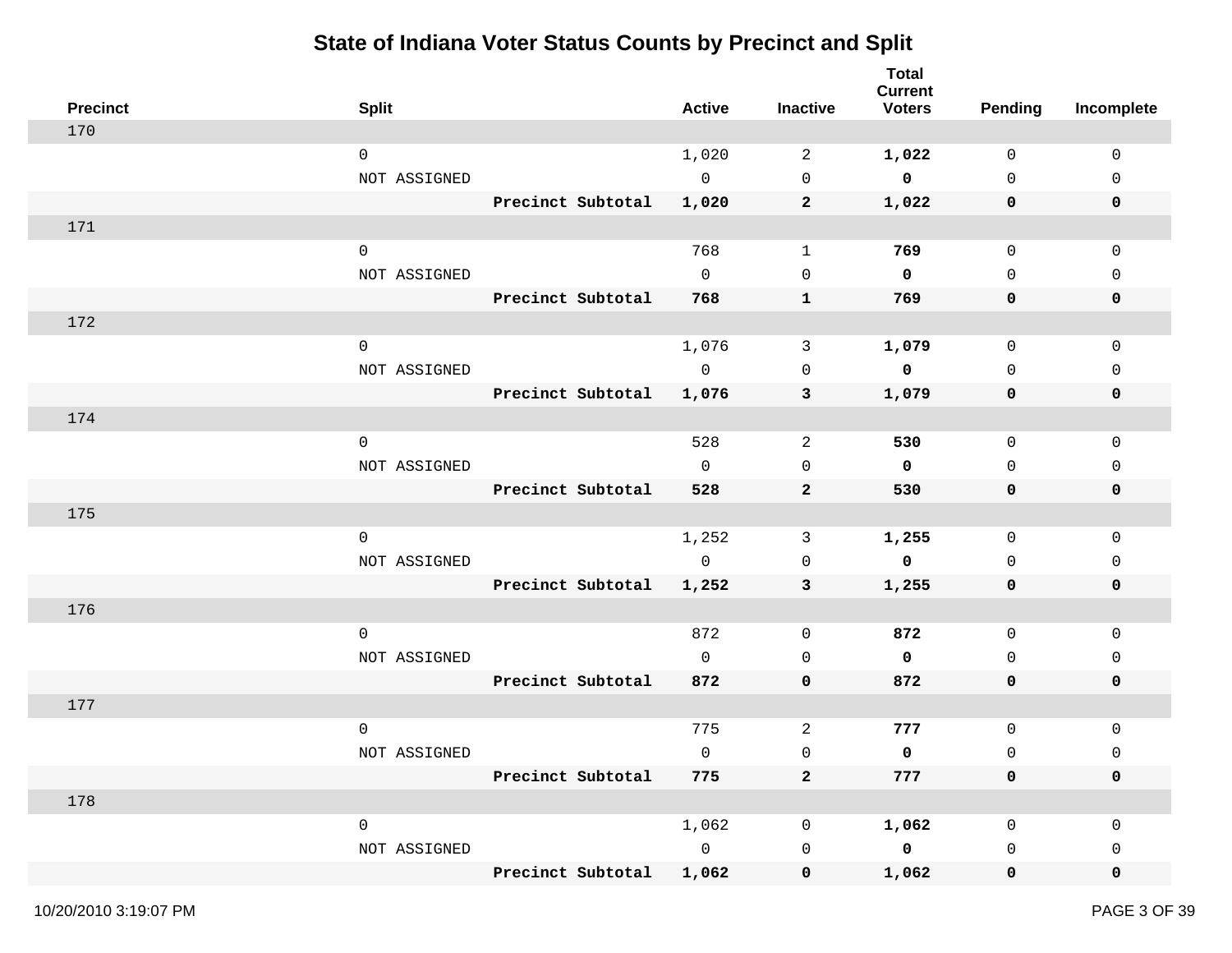# State of Indiana Voter Status Counts by Precinct and Split

| Precinct | Split | | Active | Inactive | Total Current Voters | Pending | Incomplete |
|---|---|---|---|---|---|---|---|
| 170 | | | | | | | |
| | 0 | | 1,020 | 2 | **1,022** | 0 | 0 |
| | NOT ASSIGNED | | 0 | 0 | **0** | 0 | 0 |
| | | **Precinct Subtotal** | **1,020** | **2** | **1,022** | **0** | **0** |
| 171 | | | | | | | |
| | 0 | | 768 | 1 | **769** | 0 | 0 |
| | NOT ASSIGNED | | 0 | 0 | **0** | 0 | 0 |
| | | **Precinct Subtotal** | **768** | **1** | **769** | **0** | **0** |
| 172 | | | | | | | |
| | 0 | | 1,076 | 3 | **1,079** | 0 | 0 |
| | NOT ASSIGNED | | 0 | 0 | **0** | 0 | 0 |
| | | **Precinct Subtotal** | **1,076** | **3** | **1,079** | **0** | **0** |
| 174 | | | | | | | |
| | 0 | | 528 | 2 | **530** | 0 | 0 |
| | NOT ASSIGNED | | 0 | 0 | **0** | 0 | 0 |
| | | **Precinct Subtotal** | **528** | **2** | **530** | **0** | **0** |
| 175 | | | | | | | |
| | 0 | | 1,252 | 3 | **1,255** | 0 | 0 |
| | NOT ASSIGNED | | 0 | 0 | **0** | 0 | 0 |
| | | **Precinct Subtotal** | **1,252** | **3** | **1,255** | **0** | **0** |
| 176 | | | | | | | |
| | 0 | | 872 | 0 | **872** | 0 | 0 |
| | NOT ASSIGNED | | 0 | 0 | **0** | 0 | 0 |
| | | **Precinct Subtotal** | **872** | **0** | **872** | **0** | **0** |
| 177 | | | | | | | |
| | 0 | | 775 | 2 | **777** | 0 | 0 |
| | NOT ASSIGNED | | 0 | 0 | **0** | 0 | 0 |
| | | **Precinct Subtotal** | **775** | **2** | **777** | **0** | **0** |
| 178 | | | | | | | |
| | 0 | | 1,062 | 0 | **1,062** | 0 | 0 |
| | NOT ASSIGNED | | 0 | 0 | **0** | 0 | 0 |
| | | **Precinct Subtotal** | **1,062** | **0** | **1,062** | **0** | **0** |

10/20/2010 3:19:07 PM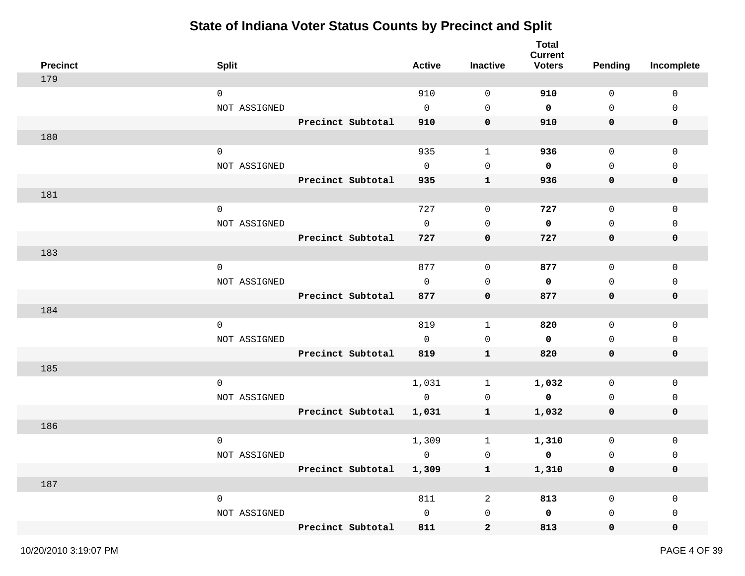# State of Indiana Voter Status Counts by Precinct and Split

| Precinct | Split | | Active | Inactive | Total Current Voters | Pending | Incomplete |
|---|---|---|---|---|---|---|---|
| 179 | | | | | | | |
| | 0 | | 910 | 0 | **910** | 0 | 0 |
| | NOT ASSIGNED | | 0 | 0 | **0** | 0 | 0 |
| | | **Precinct Subtotal** | **910** | **0** | **910** | **0** | **0** |
| 180 | | | | | | | |
| | 0 | | 935 | 1 | **936** | 0 | 0 |
| | NOT ASSIGNED | | 0 | 0 | **0** | 0 | 0 |
| | | **Precinct Subtotal** | **935** | **1** | **936** | **0** | **0** |
| 181 | | | | | | | |
| | 0 | | 727 | 0 | **727** | 0 | 0 |
| | NOT ASSIGNED | | 0 | 0 | **0** | 0 | 0 |
| | | **Precinct Subtotal** | **727** | **0** | **727** | **0** | **0** |
| 183 | | | | | | | |
| | 0 | | 877 | 0 | **877** | 0 | 0 |
| | NOT ASSIGNED | | 0 | 0 | **0** | 0 | 0 |
| | | **Precinct Subtotal** | **877** | **0** | **877** | **0** | **0** |
| 184 | | | | | | | |
| | 0 | | 819 | 1 | **820** | 0 | 0 |
| | NOT ASSIGNED | | 0 | 0 | **0** | 0 | 0 |
| | | **Precinct Subtotal** | **819** | **1** | **820** | **0** | **0** |
| 185 | | | | | | | |
| | 0 | | 1,031 | 1 | **1,032** | 0 | 0 |
| | NOT ASSIGNED | | 0 | 0 | **0** | 0 | 0 |
| | | **Precinct Subtotal** | **1,031** | **1** | **1,032** | **0** | **0** |
| 186 | | | | | | | |
| | 0 | | 1,309 | 1 | **1,310** | 0 | 0 |
| | NOT ASSIGNED | | 0 | 0 | **0** | 0 | 0 |
| | | **Precinct Subtotal** | **1,309** | **1** | **1,310** | **0** | **0** |
| 187 | | | | | | | |
| | 0 | | 811 | 2 | **813** | 0 | 0 |
| | NOT ASSIGNED | | 0 | 0 | **0** | 0 | 0 |
| | | **Precinct Subtotal** | **811** | **2** | **813** | **0** | **0** |

10/20/2010 3:19:07 PM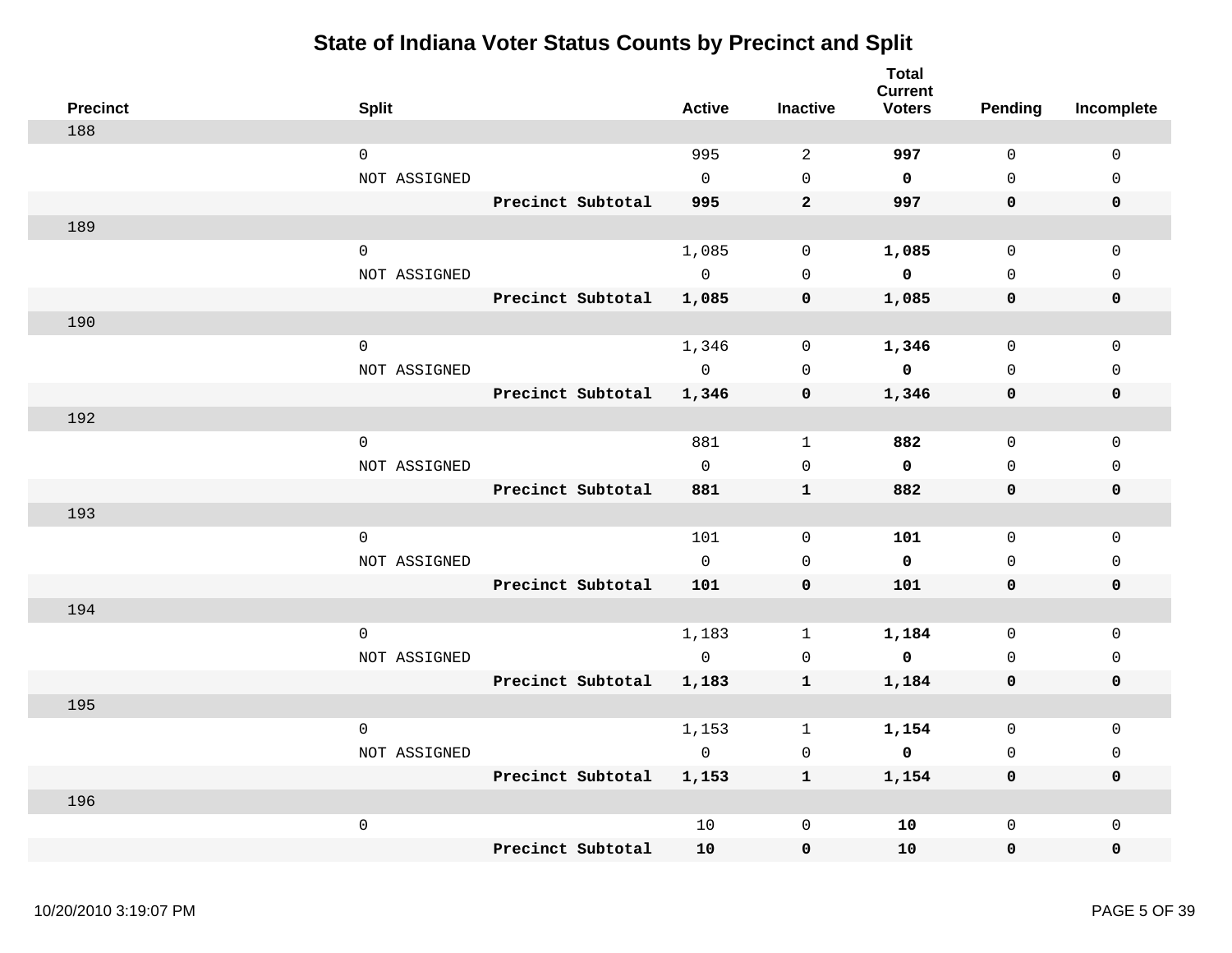# State of Indiana Voter Status Counts by Precinct and Split

| Precinct | Split | | Active | Inactive | Total Current Voters | Pending | Incomplete |
|---|---|---|---|---|---|---|---|
| 188 | | | | | | | |
| | 0 | | 995 | 2 | **997** | 0 | 0 |
| | NOT ASSIGNED | | 0 | 0 | **0** | 0 | 0 |
| | | **Precinct Subtotal** | **995** | **2** | **997** | **0** | **0** |
| 189 | | | | | | | |
| | 0 | | 1,085 | 0 | **1,085** | 0 | 0 |
| | NOT ASSIGNED | | 0 | 0 | **0** | 0 | 0 |
| | | **Precinct Subtotal** | **1,085** | **0** | **1,085** | **0** | **0** |
| 190 | | | | | | | |
| | 0 | | 1,346 | 0 | **1,346** | 0 | 0 |
| | NOT ASSIGNED | | 0 | 0 | **0** | 0 | 0 |
| | | **Precinct Subtotal** | **1,346** | **0** | **1,346** | **0** | **0** |
| 192 | | | | | | | |
| | 0 | | 881 | 1 | **882** | 0 | 0 |
| | NOT ASSIGNED | | 0 | 0 | **0** | 0 | 0 |
| | | **Precinct Subtotal** | **881** | **1** | **882** | **0** | **0** |
| 193 | | | | | | | |
| | 0 | | 101 | 0 | **101** | 0 | 0 |
| | NOT ASSIGNED | | 0 | 0 | **0** | 0 | 0 |
| | | **Precinct Subtotal** | **101** | **0** | **101** | **0** | **0** |
| 194 | | | | | | | |
| | 0 | | 1,183 | 1 | **1,184** | 0 | 0 |
| | NOT ASSIGNED | | 0 | 0 | **0** | 0 | 0 |
| | | **Precinct Subtotal** | **1,183** | **1** | **1,184** | **0** | **0** |
| 195 | | | | | | | |
| | 0 | | 1,153 | 1 | **1,154** | 0 | 0 |
| | NOT ASSIGNED | | 0 | 0 | **0** | 0 | 0 |
| | | **Precinct Subtotal** | **1,153** | **1** | **1,154** | **0** | **0** |
| 196 | | | | | | | |
| | 0 | | 10 | 0 | **10** | 0 | 0 |
| | | **Precinct Subtotal** | **10** | **0** | **10** | **0** | **0** |

10/20/2010 3:19:07 PM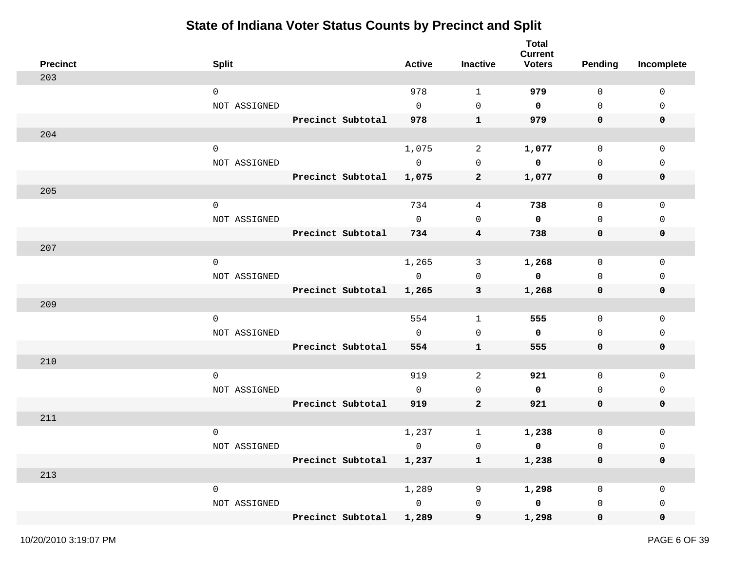# State of Indiana Voter Status Counts by Precinct and Split

| Precinct | Split | | Active | Inactive | Total Current Voters | Pending | Incomplete |
|---|---|---|---|---|---|---|---|
| 203 | | | | | | | |
| | 0 | | 978 | 1 | **979** | 0 | 0 |
| | NOT ASSIGNED | | 0 | 0 | **0** | 0 | 0 |
| | | **Precinct Subtotal** | **978** | **1** | **979** | **0** | **0** |
| 204 | | | | | | | |
| | 0 | | 1,075 | 2 | **1,077** | 0 | 0 |
| | NOT ASSIGNED | | 0 | 0 | **0** | 0 | 0 |
| | | **Precinct Subtotal** | **1,075** | **2** | **1,077** | **0** | **0** |
| 205 | | | | | | | |
| | 0 | | 734 | 4 | **738** | 0 | 0 |
| | NOT ASSIGNED | | 0 | 0 | **0** | 0 | 0 |
| | | **Precinct Subtotal** | **734** | **4** | **738** | **0** | **0** |
| 207 | | | | | | | |
| | 0 | | 1,265 | 3 | **1,268** | 0 | 0 |
| | NOT ASSIGNED | | 0 | 0 | **0** | 0 | 0 |
| | | **Precinct Subtotal** | **1,265** | **3** | **1,268** | **0** | **0** |
| 209 | | | | | | | |
| | 0 | | 554 | 1 | **555** | 0 | 0 |
| | NOT ASSIGNED | | 0 | 0 | **0** | 0 | 0 |
| | | **Precinct Subtotal** | **554** | **1** | **555** | **0** | **0** |
| 210 | | | | | | | |
| | 0 | | 919 | 2 | **921** | 0 | 0 |
| | NOT ASSIGNED | | 0 | 0 | **0** | 0 | 0 |
| | | **Precinct Subtotal** | **919** | **2** | **921** | **0** | **0** |
| 211 | | | | | | | |
| | 0 | | 1,237 | 1 | **1,238** | 0 | 0 |
| | NOT ASSIGNED | | 0 | 0 | **0** | 0 | 0 |
| | | **Precinct Subtotal** | **1,237** | **1** | **1,238** | **0** | **0** |
| 213 | | | | | | | |
| | 0 | | 1,289 | 9 | **1,298** | 0 | 0 |
| | NOT ASSIGNED | | 0 | 0 | **0** | 0 | 0 |
| | | **Precinct Subtotal** | **1,289** | **9** | **1,298** | **0** | **0** |

10/20/2010 3:19:07 PM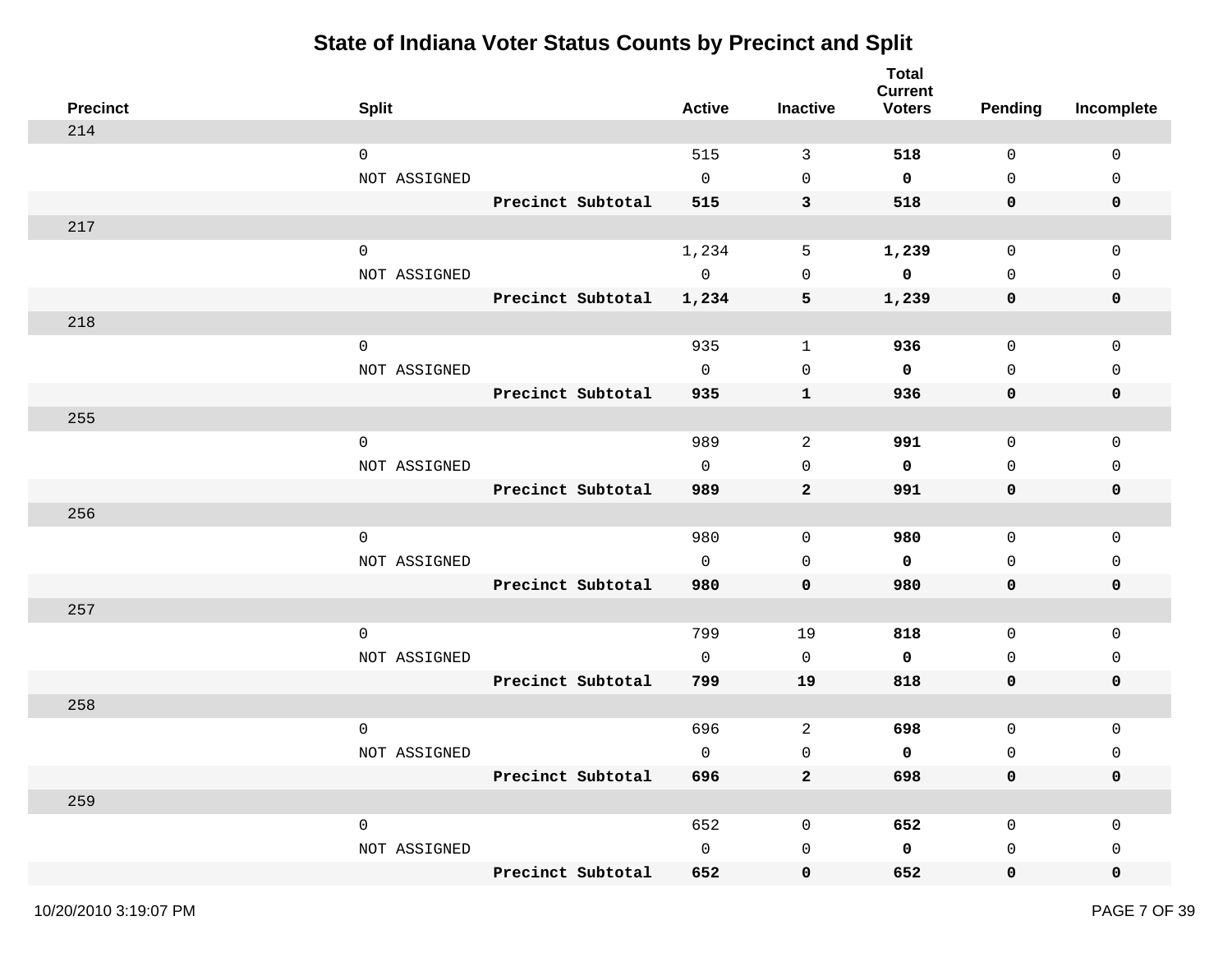# State of Indiana Voter Status Counts by Precinct and Split

| Precinct | Split | | Active | Inactive | Total Current Voters | Pending | Incomplete |
|---|---|---|---|---|---|---|---|
| 214 | | | | | | | |
| | 0 | | 515 | 3 | **518** | 0 | 0 |
| | NOT ASSIGNED | | 0 | 0 | **0** | 0 | 0 |
| | | **Precinct Subtotal** | **515** | **3** | **518** | **0** | **0** |
| 217 | | | | | | | |
| | 0 | | 1,234 | 5 | **1,239** | 0 | 0 |
| | NOT ASSIGNED | | 0 | 0 | **0** | 0 | 0 |
| | | **Precinct Subtotal** | **1,234** | **5** | **1,239** | **0** | **0** |
| 218 | | | | | | | |
| | 0 | | 935 | 1 | **936** | 0 | 0 |
| | NOT ASSIGNED | | 0 | 0 | **0** | 0 | 0 |
| | | **Precinct Subtotal** | **935** | **1** | **936** | **0** | **0** |
| 255 | | | | | | | |
| | 0 | | 989 | 2 | **991** | 0 | 0 |
| | NOT ASSIGNED | | 0 | 0 | **0** | 0 | 0 |
| | | **Precinct Subtotal** | **989** | **2** | **991** | **0** | **0** |
| 256 | | | | | | | |
| | 0 | | 980 | 0 | **980** | 0 | 0 |
| | NOT ASSIGNED | | 0 | 0 | **0** | 0 | 0 |
| | | **Precinct Subtotal** | **980** | **0** | **980** | **0** | **0** |
| 257 | | | | | | | |
| | 0 | | 799 | 19 | **818** | 0 | 0 |
| | NOT ASSIGNED | | 0 | 0 | **0** | 0 | 0 |
| | | **Precinct Subtotal** | **799** | **19** | **818** | **0** | **0** |
| 258 | | | | | | | |
| | 0 | | 696 | 2 | **698** | 0 | 0 |
| | NOT ASSIGNED | | 0 | 0 | **0** | 0 | 0 |
| | | **Precinct Subtotal** | **696** | **2** | **698** | **0** | **0** |
| 259 | | | | | | | |
| | 0 | | 652 | 0 | **652** | 0 | 0 |
| | NOT ASSIGNED | | 0 | 0 | **0** | 0 | 0 |
| | | **Precinct Subtotal** | **652** | **0** | **652** | **0** | **0** |

10/20/2010 3:19:07 PM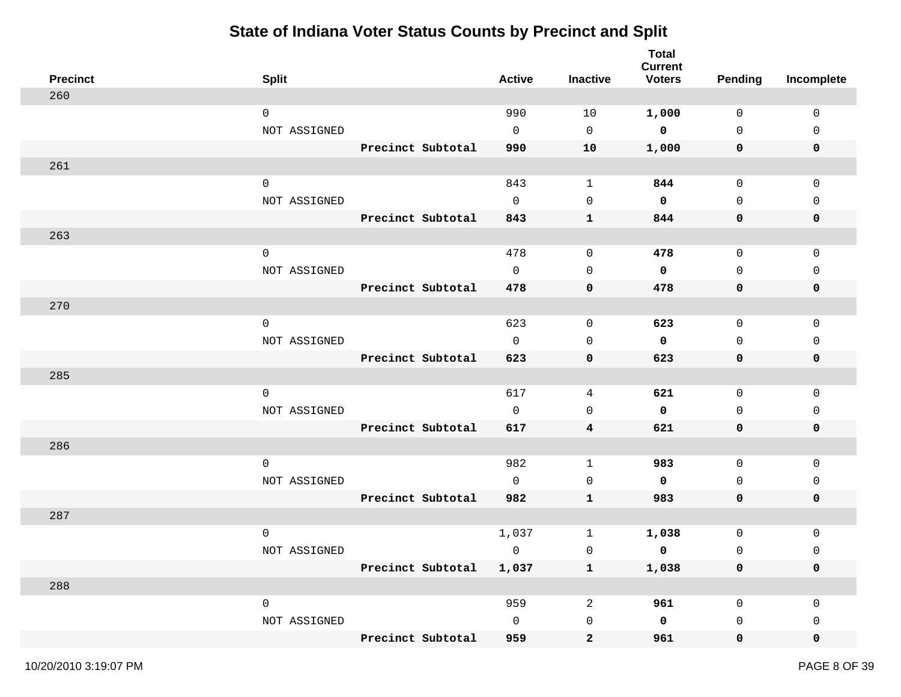# State of Indiana Voter Status Counts by Precinct and Split

| Precinct | Split | | Active | Inactive | Total Current Voters | Pending | Incomplete |
|---|---|---|---|---|---|---|---|
| 260 | | | | | | | |
| | 0 | | 990 | 10 | **1,000** | 0 | 0 |
| | NOT ASSIGNED | | 0 | 0 | **0** | 0 | 0 |
| | | **Precinct Subtotal** | **990** | **10** | **1,000** | **0** | **0** |
| 261 | | | | | | | |
| | 0 | | 843 | 1 | **844** | 0 | 0 |
| | NOT ASSIGNED | | 0 | 0 | **0** | 0 | 0 |
| | | **Precinct Subtotal** | **843** | **1** | **844** | **0** | **0** |
| 263 | | | | | | | |
| | 0 | | 478 | 0 | **478** | 0 | 0 |
| | NOT ASSIGNED | | 0 | 0 | **0** | 0 | 0 |
| | | **Precinct Subtotal** | **478** | **0** | **478** | **0** | **0** |
| 270 | | | | | | | |
| | 0 | | 623 | 0 | **623** | 0 | 0 |
| | NOT ASSIGNED | | 0 | 0 | **0** | 0 | 0 |
| | | **Precinct Subtotal** | **623** | **0** | **623** | **0** | **0** |
| 285 | | | | | | | |
| | 0 | | 617 | 4 | **621** | 0 | 0 |
| | NOT ASSIGNED | | 0 | 0 | **0** | 0 | 0 |
| | | **Precinct Subtotal** | **617** | **4** | **621** | **0** | **0** |
| 286 | | | | | | | |
| | 0 | | 982 | 1 | **983** | 0 | 0 |
| | NOT ASSIGNED | | 0 | 0 | **0** | 0 | 0 |
| | | **Precinct Subtotal** | **982** | **1** | **983** | **0** | **0** |
| 287 | | | | | | | |
| | 0 | | 1,037 | 1 | **1,038** | 0 | 0 |
| | NOT ASSIGNED | | 0 | 0 | **0** | 0 | 0 |
| | | **Precinct Subtotal** | **1,037** | **1** | **1,038** | **0** | **0** |
| 288 | | | | | | | |
| | 0 | | 959 | 2 | **961** | 0 | 0 |
| | NOT ASSIGNED | | 0 | 0 | **0** | 0 | 0 |
| | | **Precinct Subtotal** | **959** | **2** | **961** | **0** | **0** |

10/20/2010 3:19:07 PM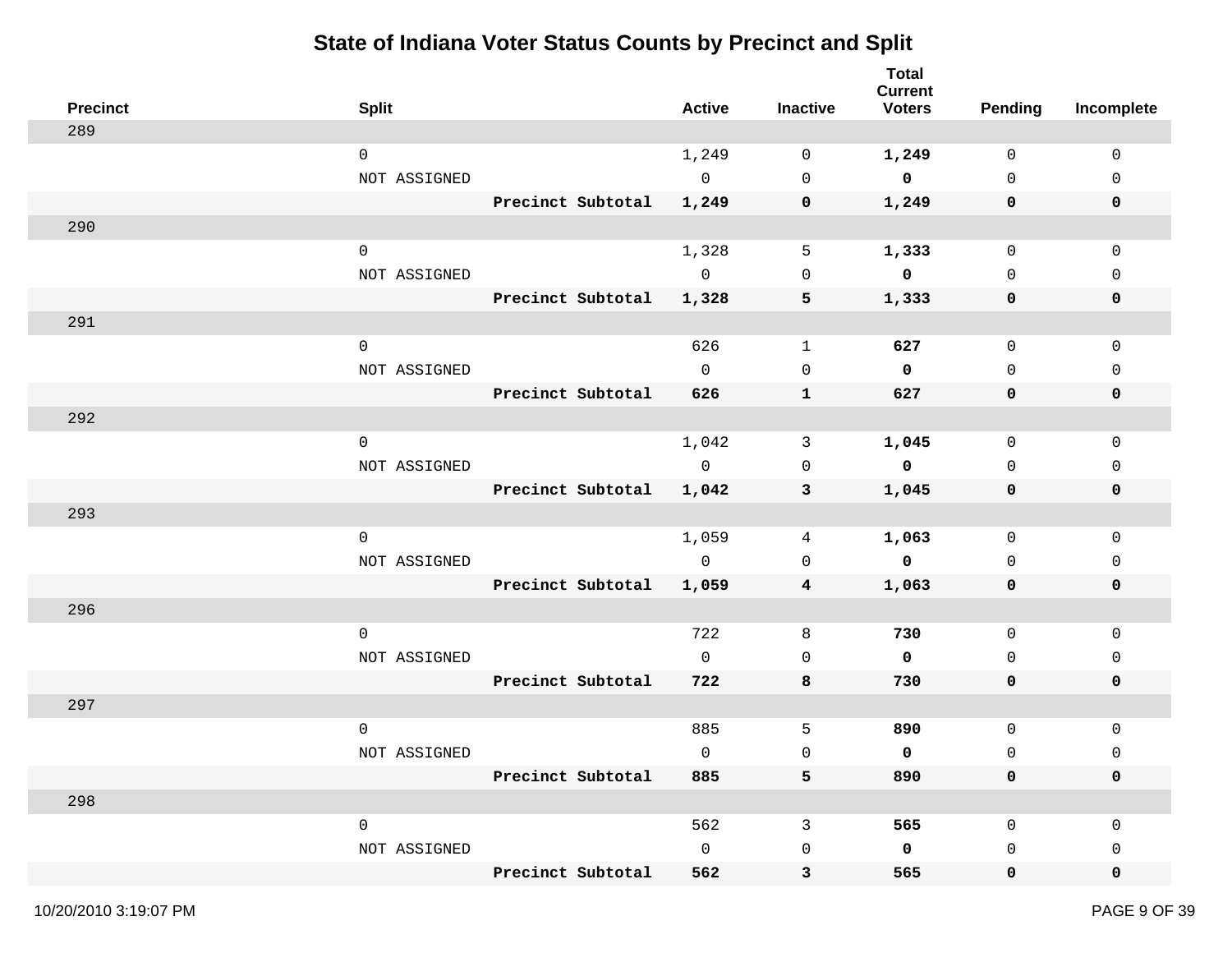# State of Indiana Voter Status Counts by Precinct and Split

| Precinct | Split | | Active | Inactive | Total Current Voters | Pending | Incomplete |
|---|---|---|---|---|---|---|---|
| 289 | | | | | | | |
| | 0 | | 1,249 | 0 | **1,249** | 0 | 0 |
| | NOT ASSIGNED | | 0 | 0 | **0** | 0 | 0 |
| | | **Precinct Subtotal** | **1,249** | **0** | **1,249** | **0** | **0** |
| 290 | | | | | | | |
| | 0 | | 1,328 | 5 | **1,333** | 0 | 0 |
| | NOT ASSIGNED | | 0 | 0 | **0** | 0 | 0 |
| | | **Precinct Subtotal** | **1,328** | **5** | **1,333** | **0** | **0** |
| 291 | | | | | | | |
| | 0 | | 626 | 1 | **627** | 0 | 0 |
| | NOT ASSIGNED | | 0 | 0 | **0** | 0 | 0 |
| | | **Precinct Subtotal** | **626** | **1** | **627** | **0** | **0** |
| 292 | | | | | | | |
| | 0 | | 1,042 | 3 | **1,045** | 0 | 0 |
| | NOT ASSIGNED | | 0 | 0 | **0** | 0 | 0 |
| | | **Precinct Subtotal** | **1,042** | **3** | **1,045** | **0** | **0** |
| 293 | | | | | | | |
| | 0 | | 1,059 | 4 | **1,063** | 0 | 0 |
| | NOT ASSIGNED | | 0 | 0 | **0** | 0 | 0 |
| | | **Precinct Subtotal** | **1,059** | **4** | **1,063** | **0** | **0** |
| 296 | | | | | | | |
| | 0 | | 722 | 8 | **730** | 0 | 0 |
| | NOT ASSIGNED | | 0 | 0 | **0** | 0 | 0 |
| | | **Precinct Subtotal** | **722** | **8** | **730** | **0** | **0** |
| 297 | | | | | | | |
| | 0 | | 885 | 5 | **890** | 0 | 0 |
| | NOT ASSIGNED | | 0 | 0 | **0** | 0 | 0 |
| | | **Precinct Subtotal** | **885** | **5** | **890** | **0** | **0** |
| 298 | | | | | | | |
| | 0 | | 562 | 3 | **565** | 0 | 0 |
| | NOT ASSIGNED | | 0 | 0 | **0** | 0 | 0 |
| | | **Precinct Subtotal** | **562** | **3** | **565** | **0** | **0** |

10/20/2010 3:19:07 PM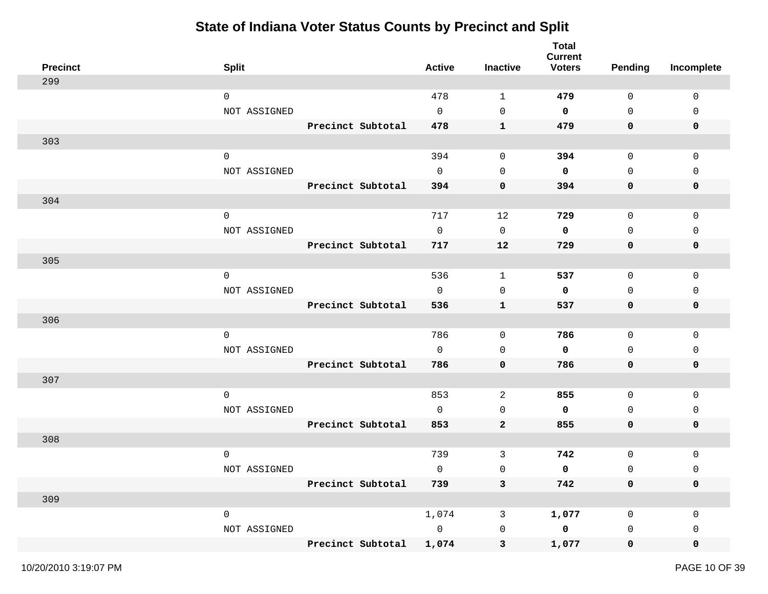# State of Indiana Voter Status Counts by Precinct and Split

| Precinct | Split | | Active | Inactive | Total Current Voters | Pending | Incomplete |
|---|---|---|---|---|---|---|---|
| 299 | | | | | | | |
| | 0 | | 478 | 1 | **479** | 0 | 0 |
| | NOT ASSIGNED | | 0 | 0 | **0** | 0 | 0 |
| | | **Precinct Subtotal** | **478** | **1** | **479** | **0** | **0** |
| 303 | | | | | | | |
| | 0 | | 394 | 0 | **394** | 0 | 0 |
| | NOT ASSIGNED | | 0 | 0 | **0** | 0 | 0 |
| | | **Precinct Subtotal** | **394** | **0** | **394** | **0** | **0** |
| 304 | | | | | | | |
| | 0 | | 717 | 12 | **729** | 0 | 0 |
| | NOT ASSIGNED | | 0 | 0 | **0** | 0 | 0 |
| | | **Precinct Subtotal** | **717** | **12** | **729** | **0** | **0** |
| 305 | | | | | | | |
| | 0 | | 536 | 1 | **537** | 0 | 0 |
| | NOT ASSIGNED | | 0 | 0 | **0** | 0 | 0 |
| | | **Precinct Subtotal** | **536** | **1** | **537** | **0** | **0** |
| 306 | | | | | | | |
| | 0 | | 786 | 0 | **786** | 0 | 0 |
| | NOT ASSIGNED | | 0 | 0 | **0** | 0 | 0 |
| | | **Precinct Subtotal** | **786** | **0** | **786** | **0** | **0** |
| 307 | | | | | | | |
| | 0 | | 853 | 2 | **855** | 0 | 0 |
| | NOT ASSIGNED | | 0 | 0 | **0** | 0 | 0 |
| | | **Precinct Subtotal** | **853** | **2** | **855** | **0** | **0** |
| 308 | | | | | | | |
| | 0 | | 739 | 3 | **742** | 0 | 0 |
| | NOT ASSIGNED | | 0 | 0 | **0** | 0 | 0 |
| | | **Precinct Subtotal** | **739** | **3** | **742** | **0** | **0** |
| 309 | | | | | | | |
| | 0 | | 1,074 | 3 | **1,077** | 0 | 0 |
| | NOT ASSIGNED | | 0 | 0 | **0** | 0 | 0 |
| | | **Precinct Subtotal** | **1,074** | **3** | **1,077** | **0** | **0** |

10/20/2010 3:19:07 PM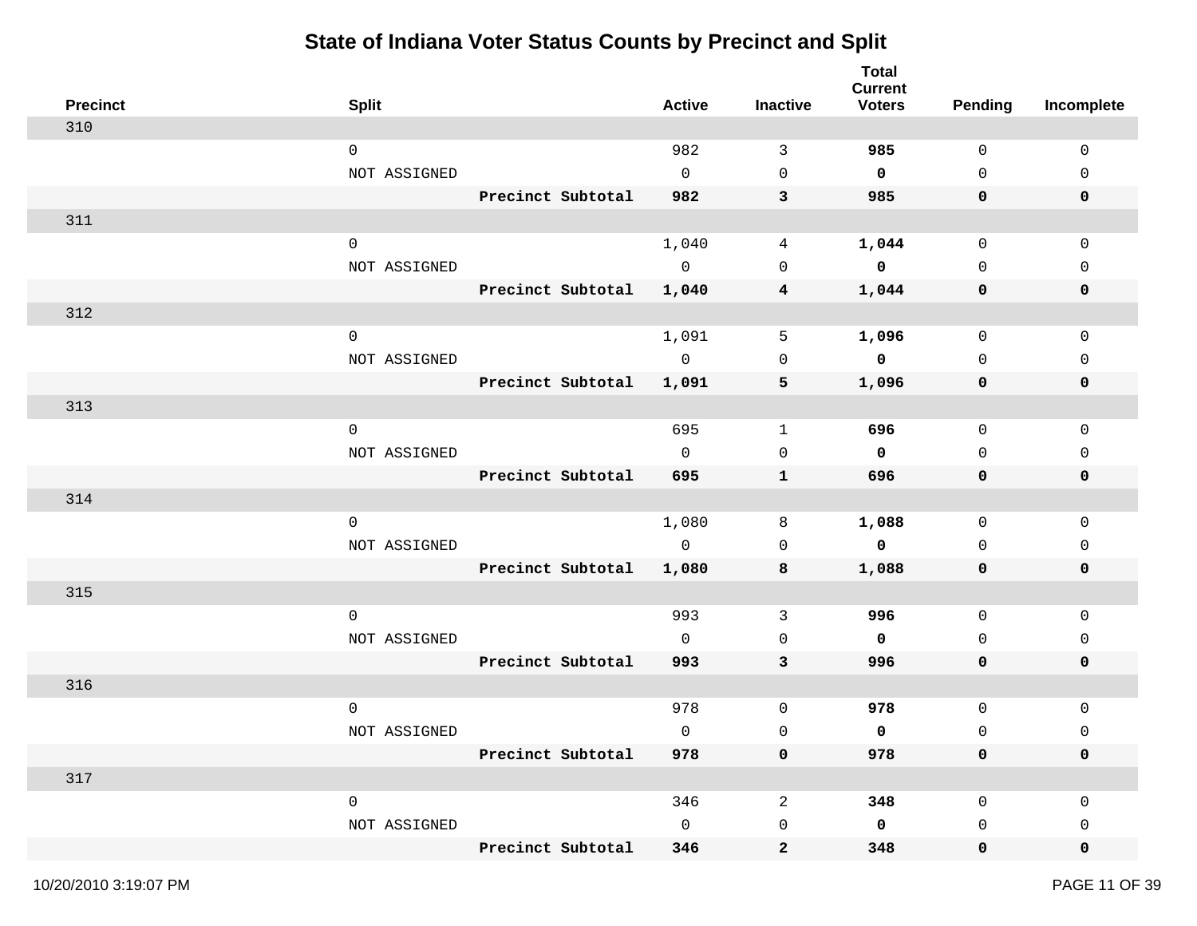# State of Indiana Voter Status Counts by Precinct and Split

| Precinct | Split | | Active | Inactive | Total Current Voters | Pending | Incomplete |
|---|---|---|---|---|---|---|---|
| 310 | | | | | | | |
| | 0 | | 982 | 3 | **985** | 0 | 0 |
| | NOT ASSIGNED | | 0 | 0 | **0** | 0 | 0 |
| | | **Precinct Subtotal** | **982** | **3** | **985** | **0** | **0** |
| 311 | | | | | | | |
| | 0 | | 1,040 | 4 | **1,044** | 0 | 0 |
| | NOT ASSIGNED | | 0 | 0 | **0** | 0 | 0 |
| | | **Precinct Subtotal** | **1,040** | **4** | **1,044** | **0** | **0** |
| 312 | | | | | | | |
| | 0 | | 1,091 | 5 | **1,096** | 0 | 0 |
| | NOT ASSIGNED | | 0 | 0 | **0** | 0 | 0 |
| | | **Precinct Subtotal** | **1,091** | **5** | **1,096** | **0** | **0** |
| 313 | | | | | | | |
| | 0 | | 695 | 1 | **696** | 0 | 0 |
| | NOT ASSIGNED | | 0 | 0 | **0** | 0 | 0 |
| | | **Precinct Subtotal** | **695** | **1** | **696** | **0** | **0** |
| 314 | | | | | | | |
| | 0 | | 1,080 | 8 | **1,088** | 0 | 0 |
| | NOT ASSIGNED | | 0 | 0 | **0** | 0 | 0 |
| | | **Precinct Subtotal** | **1,080** | **8** | **1,088** | **0** | **0** |
| 315 | | | | | | | |
| | 0 | | 993 | 3 | **996** | 0 | 0 |
| | NOT ASSIGNED | | 0 | 0 | **0** | 0 | 0 |
| | | **Precinct Subtotal** | **993** | **3** | **996** | **0** | **0** |
| 316 | | | | | | | |
| | 0 | | 978 | 0 | **978** | 0 | 0 |
| | NOT ASSIGNED | | 0 | 0 | **0** | 0 | 0 |
| | | **Precinct Subtotal** | **978** | **0** | **978** | **0** | **0** |
| 317 | | | | | | | |
| | 0 | | 346 | 2 | **348** | 0 | 0 |
| | NOT ASSIGNED | | 0 | 0 | **0** | 0 | 0 |
| | | **Precinct Subtotal** | **346** | **2** | **348** | **0** | **0** |

10/20/2010 3:19:07 PM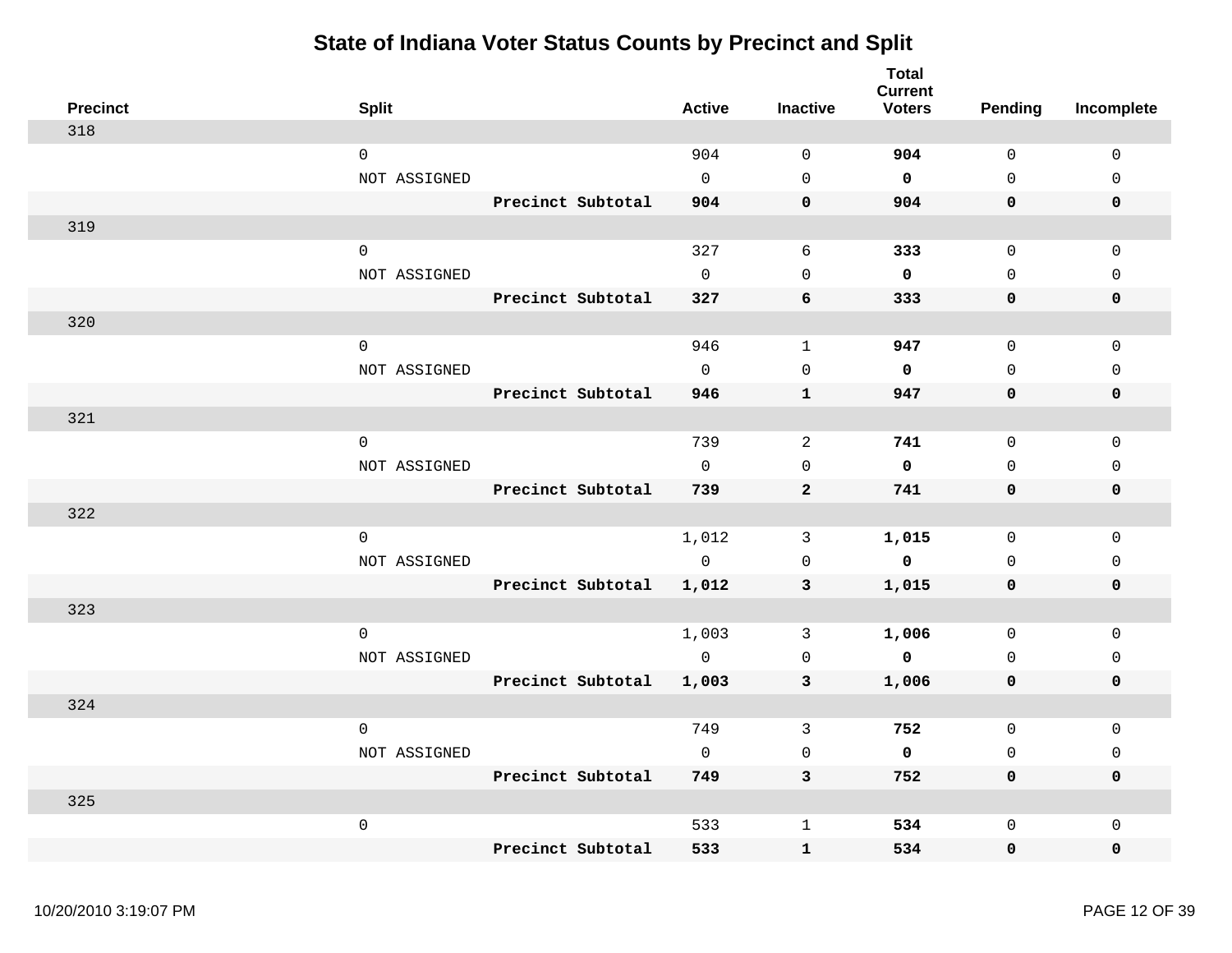# State of Indiana Voter Status Counts by Precinct and Split

| Precinct | Split | | Active | Inactive | Total Current Voters | Pending | Incomplete |
|---|---|---|---|---|---|---|---|
| 318 | | | | | | | |
| | 0 | | 904 | 0 | **904** | 0 | 0 |
| | NOT ASSIGNED | | 0 | 0 | **0** | 0 | 0 |
| | | **Precinct Subtotal** | **904** | **0** | **904** | **0** | **0** |
| 319 | | | | | | | |
| | 0 | | 327 | 6 | **333** | 0 | 0 |
| | NOT ASSIGNED | | 0 | 0 | **0** | 0 | 0 |
| | | **Precinct Subtotal** | **327** | **6** | **333** | **0** | **0** |
| 320 | | | | | | | |
| | 0 | | 946 | 1 | **947** | 0 | 0 |
| | NOT ASSIGNED | | 0 | 0 | **0** | 0 | 0 |
| | | **Precinct Subtotal** | **946** | **1** | **947** | **0** | **0** |
| 321 | | | | | | | |
| | 0 | | 739 | 2 | **741** | 0 | 0 |
| | NOT ASSIGNED | | 0 | 0 | **0** | 0 | 0 |
| | | **Precinct Subtotal** | **739** | **2** | **741** | **0** | **0** |
| 322 | | | | | | | |
| | 0 | | 1,012 | 3 | **1,015** | 0 | 0 |
| | NOT ASSIGNED | | 0 | 0 | **0** | 0 | 0 |
| | | **Precinct Subtotal** | **1,012** | **3** | **1,015** | **0** | **0** |
| 323 | | | | | | | |
| | 0 | | 1,003 | 3 | **1,006** | 0 | 0 |
| | NOT ASSIGNED | | 0 | 0 | **0** | 0 | 0 |
| | | **Precinct Subtotal** | **1,003** | **3** | **1,006** | **0** | **0** |
| 324 | | | | | | | |
| | 0 | | 749 | 3 | **752** | 0 | 0 |
| | NOT ASSIGNED | | 0 | 0 | **0** | 0 | 0 |
| | | **Precinct Subtotal** | **749** | **3** | **752** | **0** | **0** |
| 325 | | | | | | | |
| | 0 | | 533 | 1 | **534** | 0 | 0 |
| | | **Precinct Subtotal** | **533** | **1** | **534** | **0** | **0** |

10/20/2010 3:19:07 PM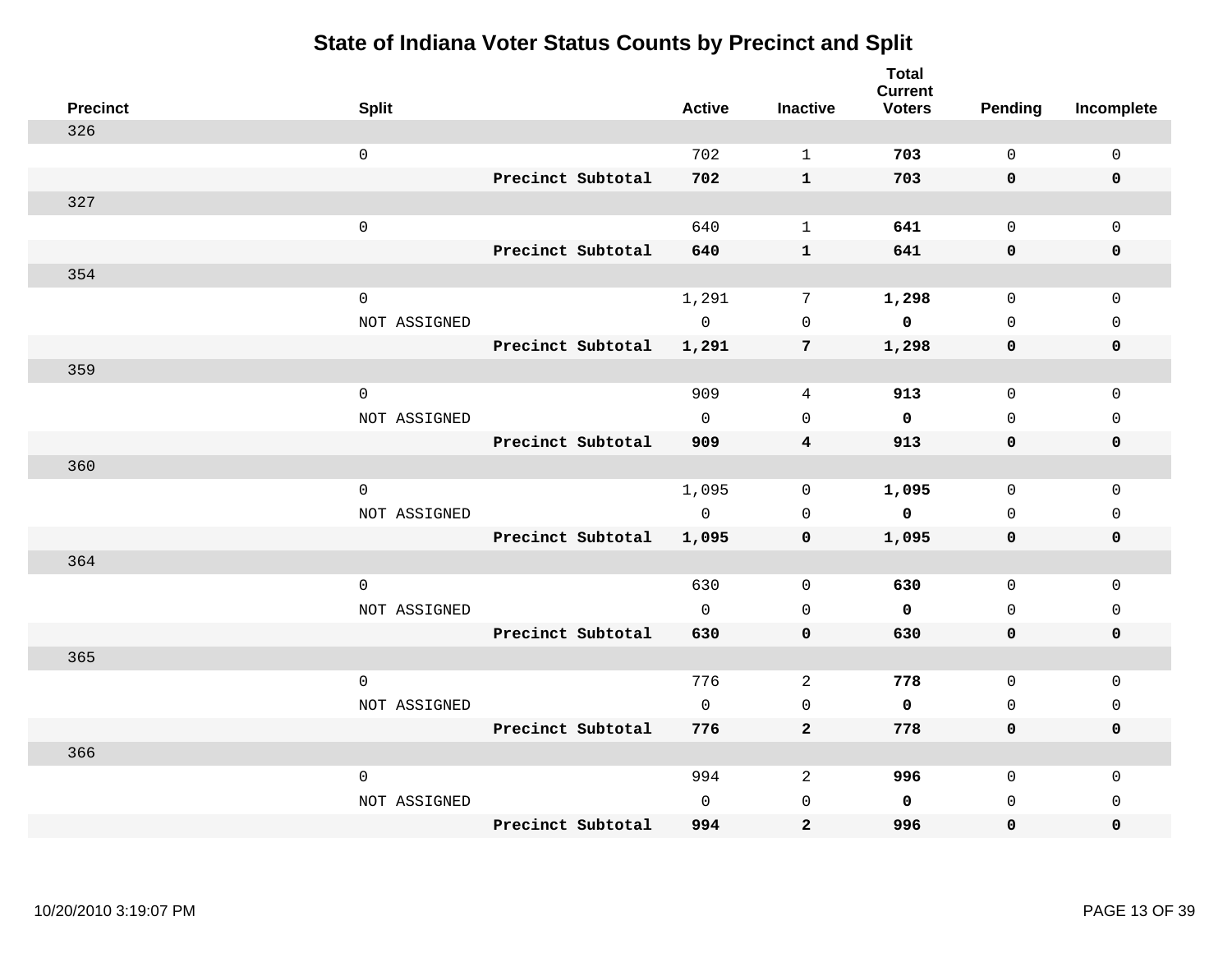# State of Indiana Voter Status Counts by Precinct and Split

| Precinct | Split | | Active | Inactive | Total Current Voters | Pending | Incomplete |
|---|---|---|---|---|---|---|---|
| 326 | | | | | | | |
| | 0 | | 702 | 1 | **703** | 0 | 0 |
| | | **Precinct Subtotal** | **702** | **1** | **703** | **0** | **0** |
| 327 | | | | | | | |
| | 0 | | 640 | 1 | **641** | 0 | 0 |
| | | **Precinct Subtotal** | **640** | **1** | **641** | **0** | **0** |
| 354 | | | | | | | |
| | 0 | | 1,291 | 7 | **1,298** | 0 | 0 |
| | NOT ASSIGNED | | 0 | 0 | **0** | 0 | 0 |
| | | **Precinct Subtotal** | **1,291** | **7** | **1,298** | **0** | **0** |
| 359 | | | | | | | |
| | 0 | | 909 | 4 | **913** | 0 | 0 |
| | NOT ASSIGNED | | 0 | 0 | **0** | 0 | 0 |
| | | **Precinct Subtotal** | **909** | **4** | **913** | **0** | **0** |
| 360 | | | | | | | |
| | 0 | | 1,095 | 0 | **1,095** | 0 | 0 |
| | NOT ASSIGNED | | 0 | 0 | **0** | 0 | 0 |
| | | **Precinct Subtotal** | **1,095** | **0** | **1,095** | **0** | **0** |
| 364 | | | | | | | |
| | 0 | | 630 | 0 | **630** | 0 | 0 |
| | NOT ASSIGNED | | 0 | 0 | **0** | 0 | 0 |
| | | **Precinct Subtotal** | **630** | **0** | **630** | **0** | **0** |
| 365 | | | | | | | |
| | 0 | | 776 | 2 | **778** | 0 | 0 |
| | NOT ASSIGNED | | 0 | 0 | **0** | 0 | 0 |
| | | **Precinct Subtotal** | **776** | **2** | **778** | **0** | **0** |
| 366 | | | | | | | |
| | 0 | | 994 | 2 | **996** | 0 | 0 |
| | NOT ASSIGNED | | 0 | 0 | **0** | 0 | 0 |
| | | **Precinct Subtotal** | **994** | **2** | **996** | **0** | **0** |

10/20/2010 3:19:07 PM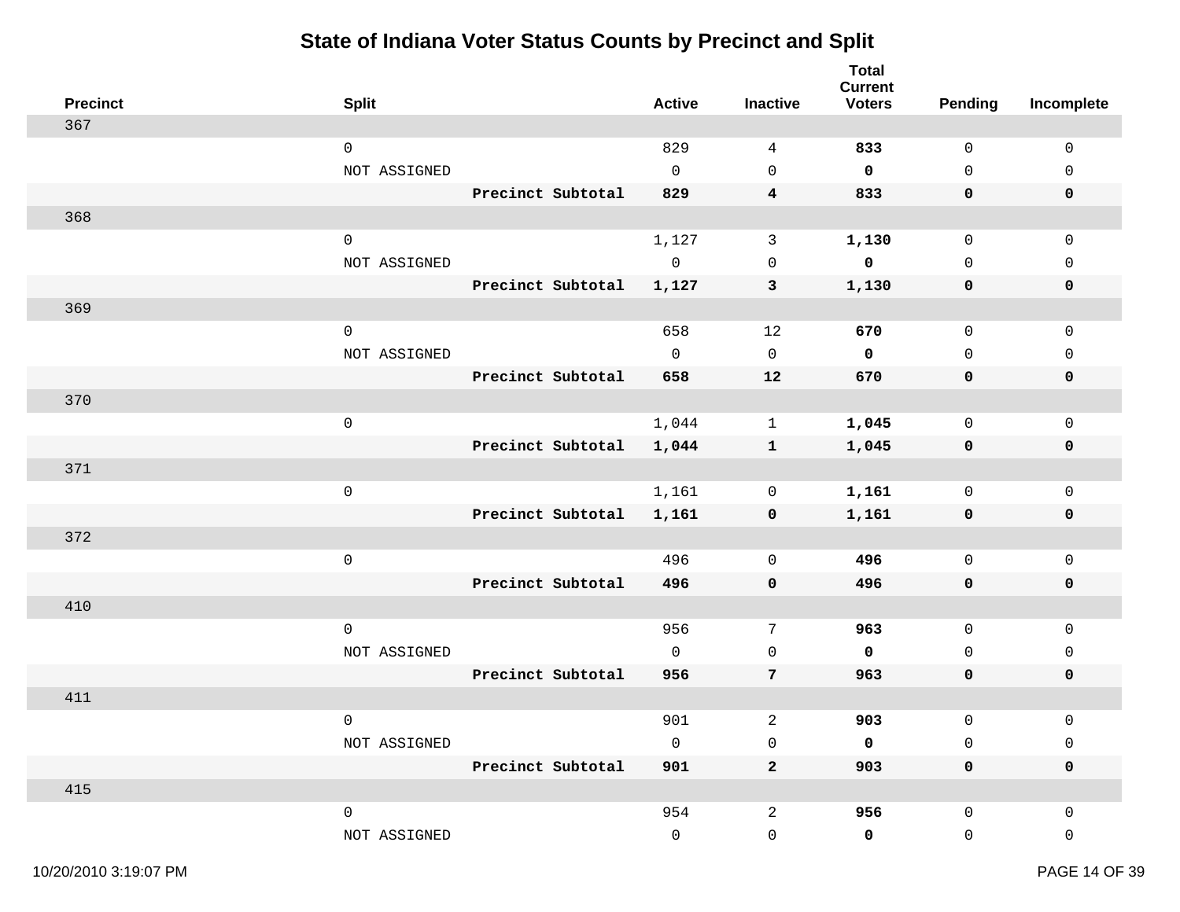# State of Indiana Voter Status Counts by Precinct and Split

| Precinct | Split | | Active | Inactive | Total Current Voters | Pending | Incomplete |
|---|---|---|---|---|---|---|---|
| 367 | | | | | | | |
| | 0 | | 829 | 4 | **833** | 0 | 0 |
| | NOT ASSIGNED | | 0 | 0 | **0** | 0 | 0 |
| | | **Precinct Subtotal** | **829** | **4** | **833** | **0** | **0** |
| 368 | | | | | | | |
| | 0 | | 1,127 | 3 | **1,130** | 0 | 0 |
| | NOT ASSIGNED | | 0 | 0 | **0** | 0 | 0 |
| | | **Precinct Subtotal** | **1,127** | **3** | **1,130** | **0** | **0** |
| 369 | | | | | | | |
| | 0 | | 658 | 12 | **670** | 0 | 0 |
| | NOT ASSIGNED | | 0 | 0 | **0** | 0 | 0 |
| | | **Precinct Subtotal** | **658** | **12** | **670** | **0** | **0** |
| 370 | | | | | | | |
| | 0 | | 1,044 | 1 | **1,045** | 0 | 0 |
| | | **Precinct Subtotal** | **1,044** | **1** | **1,045** | **0** | **0** |
| 371 | | | | | | | |
| | 0 | | 1,161 | 0 | **1,161** | 0 | 0 |
| | | **Precinct Subtotal** | **1,161** | **0** | **1,161** | **0** | **0** |
| 372 | | | | | | | |
| | 0 | | 496 | 0 | **496** | 0 | 0 |
| | | **Precinct Subtotal** | **496** | **0** | **496** | **0** | **0** |
| 410 | | | | | | | |
| | 0 | | 956 | 7 | **963** | 0 | 0 |
| | NOT ASSIGNED | | 0 | 0 | **0** | 0 | 0 |
| | | **Precinct Subtotal** | **956** | **7** | **963** | **0** | **0** |
| 411 | | | | | | | |
| | 0 | | 901 | 2 | **903** | 0 | 0 |
| | NOT ASSIGNED | | 0 | 0 | **0** | 0 | 0 |
| | | **Precinct Subtotal** | **901** | **2** | **903** | **0** | **0** |
| 415 | | | | | | | |
| | 0 | | 954 | 2 | **956** | 0 | 0 |
| | NOT ASSIGNED | | 0 | 0 | **0** | 0 | 0 |

10/20/2010 3:19:07 PM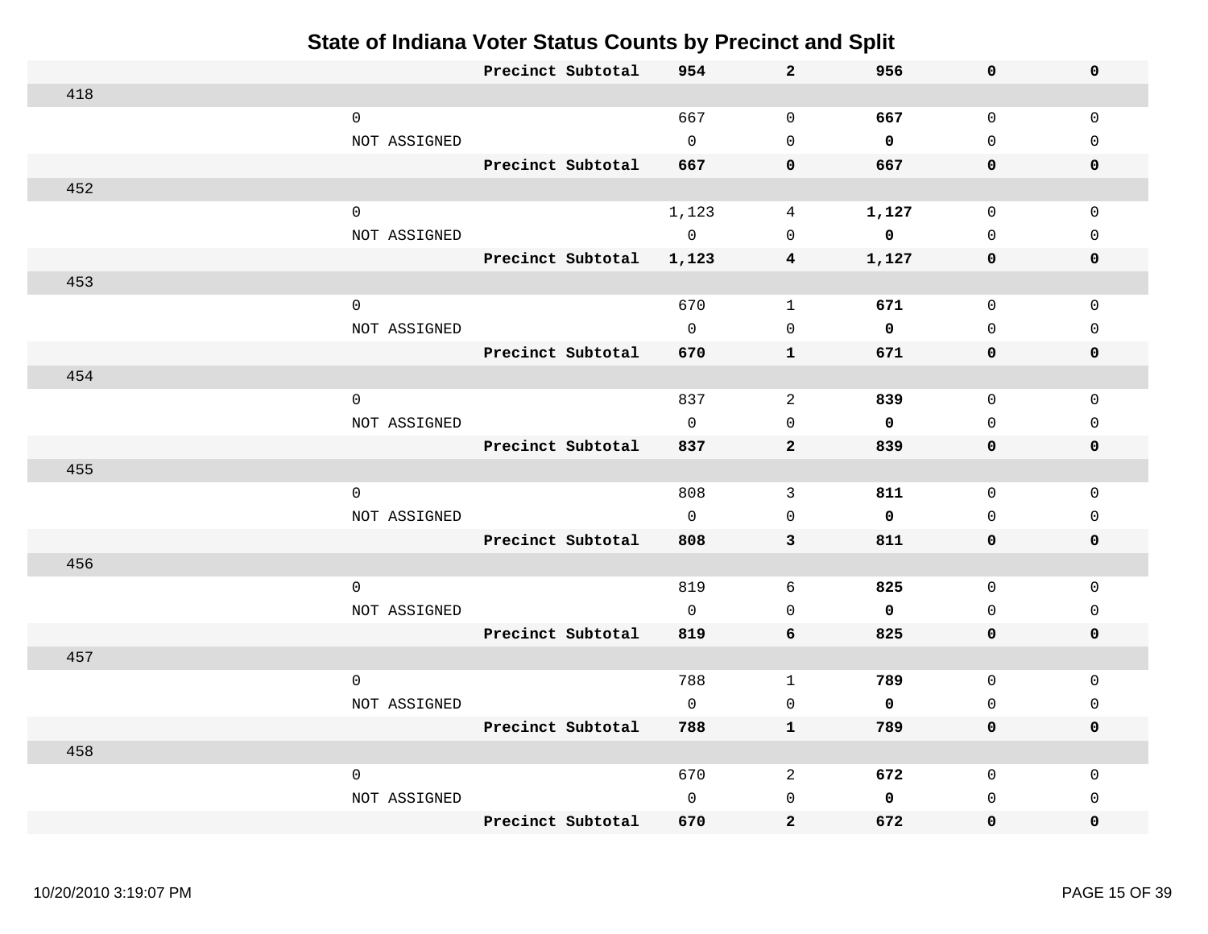## State of Indiana Voter Status Counts by Precinct and Split

| Precinct | Split | | | | | | |
|---|---|---|---|---|---|---|---|
| | | **Precinct Subtotal** | **954** | **2** | **956** | **0** | **0** |
| 418 | | | | | | | |
| | 0 | | 667 | 0 | **667** | 0 | 0 |
| | NOT ASSIGNED | | 0 | 0 | **0** | 0 | 0 |
| | | **Precinct Subtotal** | **667** | **0** | **667** | **0** | **0** |
| 452 | | | | | | | |
| | 0 | | 1,123 | 4 | **1,127** | 0 | 0 |
| | NOT ASSIGNED | | 0 | 0 | **0** | 0 | 0 |
| | | **Precinct Subtotal** | **1,123** | **4** | **1,127** | **0** | **0** |
| 453 | | | | | | | |
| | 0 | | 670 | 1 | **671** | 0 | 0 |
| | NOT ASSIGNED | | 0 | 0 | **0** | 0 | 0 |
| | | **Precinct Subtotal** | **670** | **1** | **671** | **0** | **0** |
| 454 | | | | | | | |
| | 0 | | 837 | 2 | **839** | 0 | 0 |
| | NOT ASSIGNED | | 0 | 0 | **0** | 0 | 0 |
| | | **Precinct Subtotal** | **837** | **2** | **839** | **0** | **0** |
| 455 | | | | | | | |
| | 0 | | 808 | 3 | **811** | 0 | 0 |
| | NOT ASSIGNED | | 0 | 0 | **0** | 0 | 0 |
| | | **Precinct Subtotal** | **808** | **3** | **811** | **0** | **0** |
| 456 | | | | | | | |
| | 0 | | 819 | 6 | **825** | 0 | 0 |
| | NOT ASSIGNED | | 0 | 0 | **0** | 0 | 0 |
| | | **Precinct Subtotal** | **819** | **6** | **825** | **0** | **0** |
| 457 | | | | | | | |
| | 0 | | 788 | 1 | **789** | 0 | 0 |
| | NOT ASSIGNED | | 0 | 0 | **0** | 0 | 0 |
| | | **Precinct Subtotal** | **788** | **1** | **789** | **0** | **0** |
| 458 | | | | | | | |
| | 0 | | 670 | 2 | **672** | 0 | 0 |
| | NOT ASSIGNED | | 0 | 0 | **0** | 0 | 0 |
| | | **Precinct Subtotal** | **670** | **2** | **672** | **0** | **0** |

10/20/2010 3:19:07 PM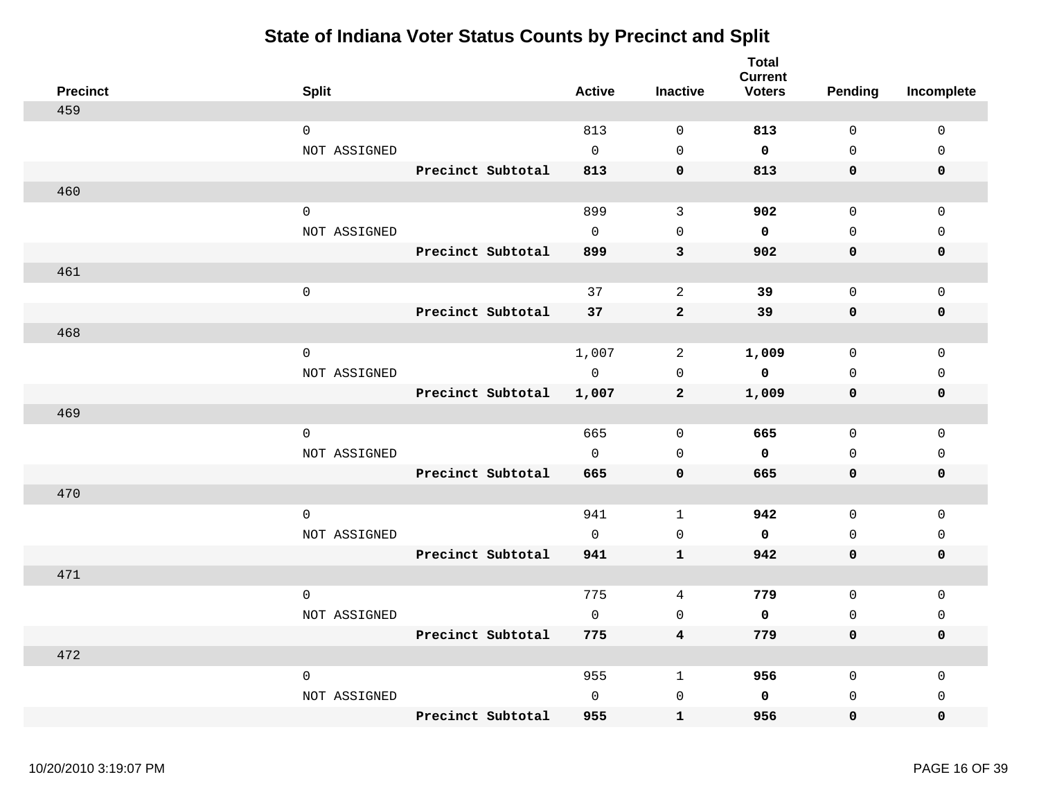# State of Indiana Voter Status Counts by Precinct and Split

| Precinct | Split | | Active | Inactive | Total Current Voters | Pending | Incomplete |
|---|---|---|---|---|---|---|---|
| 459 | | | | | | | |
| | 0 | | 813 | 0 | **813** | 0 | 0 |
| | NOT ASSIGNED | | 0 | 0 | **0** | 0 | 0 |
| | | **Precinct Subtotal** | **813** | **0** | **813** | **0** | **0** |
| 460 | | | | | | | |
| | 0 | | 899 | 3 | **902** | 0 | 0 |
| | NOT ASSIGNED | | 0 | 0 | **0** | 0 | 0 |
| | | **Precinct Subtotal** | **899** | **3** | **902** | **0** | **0** |
| 461 | | | | | | | |
| | 0 | | 37 | 2 | **39** | 0 | 0 |
| | | **Precinct Subtotal** | **37** | **2** | **39** | **0** | **0** |
| 468 | | | | | | | |
| | 0 | | 1,007 | 2 | **1,009** | 0 | 0 |
| | NOT ASSIGNED | | 0 | 0 | **0** | 0 | 0 |
| | | **Precinct Subtotal** | **1,007** | **2** | **1,009** | **0** | **0** |
| 469 | | | | | | | |
| | 0 | | 665 | 0 | **665** | 0 | 0 |
| | NOT ASSIGNED | | 0 | 0 | **0** | 0 | 0 |
| | | **Precinct Subtotal** | **665** | **0** | **665** | **0** | **0** |
| 470 | | | | | | | |
| | 0 | | 941 | 1 | **942** | 0 | 0 |
| | NOT ASSIGNED | | 0 | 0 | **0** | 0 | 0 |
| | | **Precinct Subtotal** | **941** | **1** | **942** | **0** | **0** |
| 471 | | | | | | | |
| | 0 | | 775 | 4 | **779** | 0 | 0 |
| | NOT ASSIGNED | | 0 | 0 | **0** | 0 | 0 |
| | | **Precinct Subtotal** | **775** | **4** | **779** | **0** | **0** |
| 472 | | | | | | | |
| | 0 | | 955 | 1 | **956** | 0 | 0 |
| | NOT ASSIGNED | | 0 | 0 | **0** | 0 | 0 |
| | | **Precinct Subtotal** | **955** | **1** | **956** | **0** | **0** |

10/20/2010 3:19:07 PM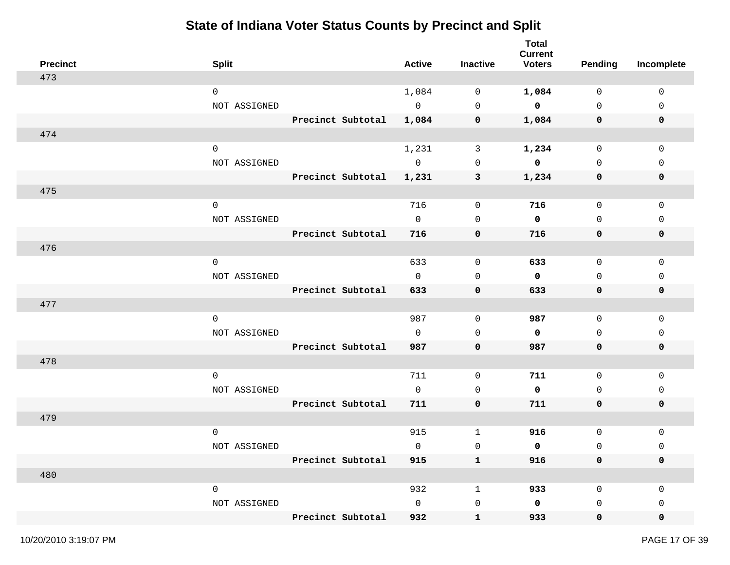# State of Indiana Voter Status Counts by Precinct and Split

| Precinct | Split | | Active | Inactive | Total Current Voters | Pending | Incomplete |
|---|---|---|---|---|---|---|---|
| 473 | | | | | | | |
| | 0 | | 1,084 | 0 | **1,084** | 0 | 0 |
| | NOT ASSIGNED | | 0 | 0 | **0** | 0 | 0 |
| | | **Precinct Subtotal** | **1,084** | **0** | **1,084** | **0** | **0** |
| 474 | | | | | | | |
| | 0 | | 1,231 | 3 | **1,234** | 0 | 0 |
| | NOT ASSIGNED | | 0 | 0 | **0** | 0 | 0 |
| | | **Precinct Subtotal** | **1,231** | **3** | **1,234** | **0** | **0** |
| 475 | | | | | | | |
| | 0 | | 716 | 0 | **716** | 0 | 0 |
| | NOT ASSIGNED | | 0 | 0 | **0** | 0 | 0 |
| | | **Precinct Subtotal** | **716** | **0** | **716** | **0** | **0** |
| 476 | | | | | | | |
| | 0 | | 633 | 0 | **633** | 0 | 0 |
| | NOT ASSIGNED | | 0 | 0 | **0** | 0 | 0 |
| | | **Precinct Subtotal** | **633** | **0** | **633** | **0** | **0** |
| 477 | | | | | | | |
| | 0 | | 987 | 0 | **987** | 0 | 0 |
| | NOT ASSIGNED | | 0 | 0 | **0** | 0 | 0 |
| | | **Precinct Subtotal** | **987** | **0** | **987** | **0** | **0** |
| 478 | | | | | | | |
| | 0 | | 711 | 0 | **711** | 0 | 0 |
| | NOT ASSIGNED | | 0 | 0 | **0** | 0 | 0 |
| | | **Precinct Subtotal** | **711** | **0** | **711** | **0** | **0** |
| 479 | | | | | | | |
| | 0 | | 915 | 1 | **916** | 0 | 0 |
| | NOT ASSIGNED | | 0 | 0 | **0** | 0 | 0 |
| | | **Precinct Subtotal** | **915** | **1** | **916** | **0** | **0** |
| 480 | | | | | | | |
| | 0 | | 932 | 1 | **933** | 0 | 0 |
| | NOT ASSIGNED | | 0 | 0 | **0** | 0 | 0 |
| | | **Precinct Subtotal** | **932** | **1** | **933** | **0** | **0** |

10/20/2010 3:19:07 PM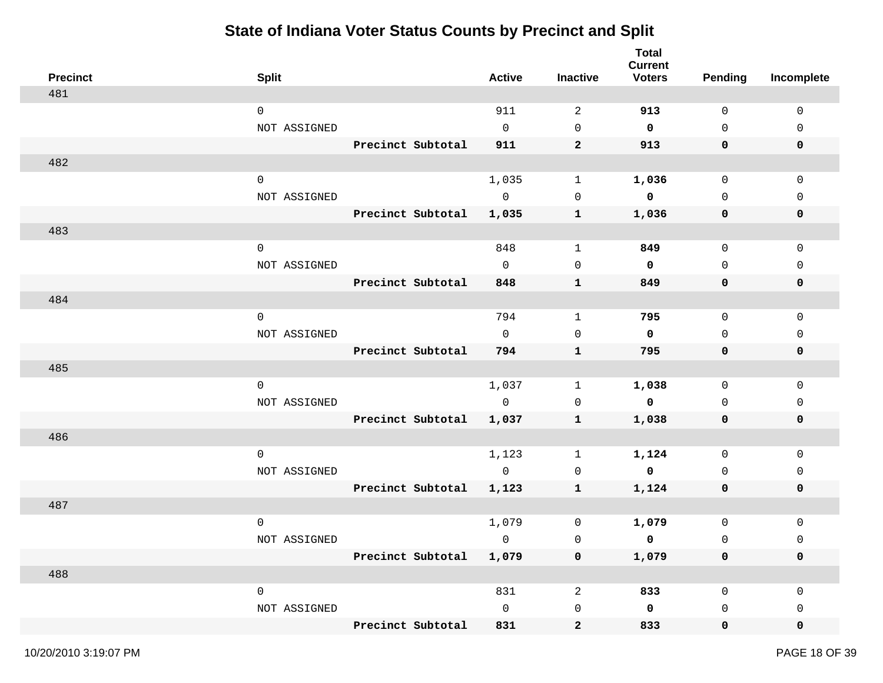# State of Indiana Voter Status Counts by Precinct and Split

| Precinct | Split | | Active | Inactive | Total Current Voters | Pending | Incomplete |
|---|---|---|---|---|---|---|---|
| 481 | | | | | | | |
| | 0 | | 911 | 2 | **913** | 0 | 0 |
| | NOT ASSIGNED | | 0 | 0 | **0** | 0 | 0 |
| | | **Precinct Subtotal** | **911** | **2** | **913** | **0** | **0** |
| 482 | | | | | | | |
| | 0 | | 1,035 | 1 | **1,036** | 0 | 0 |
| | NOT ASSIGNED | | 0 | 0 | **0** | 0 | 0 |
| | | **Precinct Subtotal** | **1,035** | **1** | **1,036** | **0** | **0** |
| 483 | | | | | | | |
| | 0 | | 848 | 1 | **849** | 0 | 0 |
| | NOT ASSIGNED | | 0 | 0 | **0** | 0 | 0 |
| | | **Precinct Subtotal** | **848** | **1** | **849** | **0** | **0** |
| 484 | | | | | | | |
| | 0 | | 794 | 1 | **795** | 0 | 0 |
| | NOT ASSIGNED | | 0 | 0 | **0** | 0 | 0 |
| | | **Precinct Subtotal** | **794** | **1** | **795** | **0** | **0** |
| 485 | | | | | | | |
| | 0 | | 1,037 | 1 | **1,038** | 0 | 0 |
| | NOT ASSIGNED | | 0 | 0 | **0** | 0 | 0 |
| | | **Precinct Subtotal** | **1,037** | **1** | **1,038** | **0** | **0** |
| 486 | | | | | | | |
| | 0 | | 1,123 | 1 | **1,124** | 0 | 0 |
| | NOT ASSIGNED | | 0 | 0 | **0** | 0 | 0 |
| | | **Precinct Subtotal** | **1,123** | **1** | **1,124** | **0** | **0** |
| 487 | | | | | | | |
| | 0 | | 1,079 | 0 | **1,079** | 0 | 0 |
| | NOT ASSIGNED | | 0 | 0 | **0** | 0 | 0 |
| | | **Precinct Subtotal** | **1,079** | **0** | **1,079** | **0** | **0** |
| 488 | | | | | | | |
| | 0 | | 831 | 2 | **833** | 0 | 0 |
| | NOT ASSIGNED | | 0 | 0 | **0** | 0 | 0 |
| | | **Precinct Subtotal** | **831** | **2** | **833** | **0** | **0** |

10/20/2010 3:19:07 PM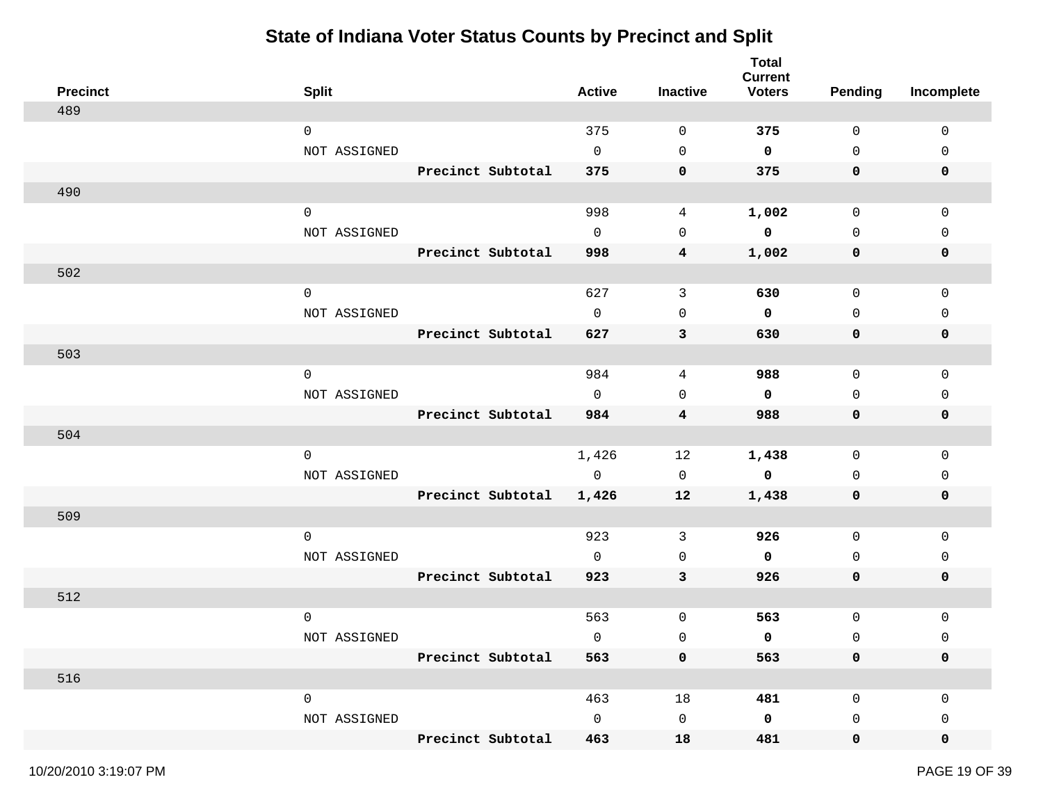# State of Indiana Voter Status Counts by Precinct and Split

| Precinct | Split | | Active | Inactive | Total Current Voters | Pending | Incomplete |
|---|---|---|---|---|---|---|---|
| 489 | | | | | | | |
| | 0 | | 375 | 0 | **375** | 0 | 0 |
| | NOT ASSIGNED | | 0 | 0 | **0** | 0 | 0 |
| | | **Precinct Subtotal** | **375** | **0** | **375** | **0** | **0** |
| 490 | | | | | | | |
| | 0 | | 998 | 4 | **1,002** | 0 | 0 |
| | NOT ASSIGNED | | 0 | 0 | **0** | 0 | 0 |
| | | **Precinct Subtotal** | **998** | **4** | **1,002** | **0** | **0** |
| 502 | | | | | | | |
| | 0 | | 627 | 3 | **630** | 0 | 0 |
| | NOT ASSIGNED | | 0 | 0 | **0** | 0 | 0 |
| | | **Precinct Subtotal** | **627** | **3** | **630** | **0** | **0** |
| 503 | | | | | | | |
| | 0 | | 984 | 4 | **988** | 0 | 0 |
| | NOT ASSIGNED | | 0 | 0 | **0** | 0 | 0 |
| | | **Precinct Subtotal** | **984** | **4** | **988** | **0** | **0** |
| 504 | | | | | | | |
| | 0 | | 1,426 | 12 | **1,438** | 0 | 0 |
| | NOT ASSIGNED | | 0 | 0 | **0** | 0 | 0 |
| | | **Precinct Subtotal** | **1,426** | **12** | **1,438** | **0** | **0** |
| 509 | | | | | | | |
| | 0 | | 923 | 3 | **926** | 0 | 0 |
| | NOT ASSIGNED | | 0 | 0 | **0** | 0 | 0 |
| | | **Precinct Subtotal** | **923** | **3** | **926** | **0** | **0** |
| 512 | | | | | | | |
| | 0 | | 563 | 0 | **563** | 0 | 0 |
| | NOT ASSIGNED | | 0 | 0 | **0** | 0 | 0 |
| | | **Precinct Subtotal** | **563** | **0** | **563** | **0** | **0** |
| 516 | | | | | | | |
| | 0 | | 463 | 18 | **481** | 0 | 0 |
| | NOT ASSIGNED | | 0 | 0 | **0** | 0 | 0 |
| | | **Precinct Subtotal** | **463** | **18** | **481** | **0** | **0** |

10/20/2010 3:19:07 PM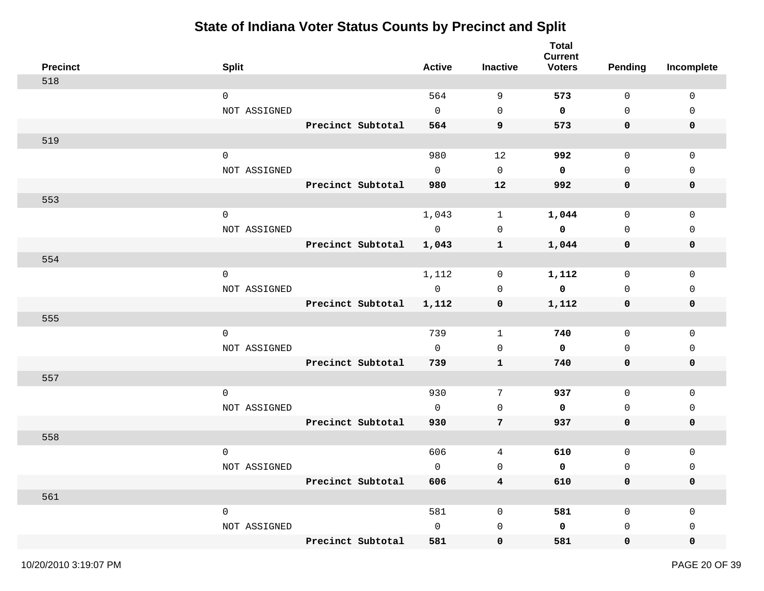# State of Indiana Voter Status Counts by Precinct and Split

| Precinct | Split | | Active | Inactive | Total Current Voters | Pending | Incomplete |
|---|---|---|---|---|---|---|---|
| 518 | | | | | | | |
| | 0 | | 564 | 9 | **573** | 0 | 0 |
| | NOT ASSIGNED | | 0 | 0 | **0** | 0 | 0 |
| | | **Precinct Subtotal** | **564** | **9** | **573** | **0** | **0** |
| 519 | | | | | | | |
| | 0 | | 980 | 12 | **992** | 0 | 0 |
| | NOT ASSIGNED | | 0 | 0 | **0** | 0 | 0 |
| | | **Precinct Subtotal** | **980** | **12** | **992** | **0** | **0** |
| 553 | | | | | | | |
| | 0 | | 1,043 | 1 | **1,044** | 0 | 0 |
| | NOT ASSIGNED | | 0 | 0 | **0** | 0 | 0 |
| | | **Precinct Subtotal** | **1,043** | **1** | **1,044** | **0** | **0** |
| 554 | | | | | | | |
| | 0 | | 1,112 | 0 | **1,112** | 0 | 0 |
| | NOT ASSIGNED | | 0 | 0 | **0** | 0 | 0 |
| | | **Precinct Subtotal** | **1,112** | **0** | **1,112** | **0** | **0** |
| 555 | | | | | | | |
| | 0 | | 739 | 1 | **740** | 0 | 0 |
| | NOT ASSIGNED | | 0 | 0 | **0** | 0 | 0 |
| | | **Precinct Subtotal** | **739** | **1** | **740** | **0** | **0** |
| 557 | | | | | | | |
| | 0 | | 930 | 7 | **937** | 0 | 0 |
| | NOT ASSIGNED | | 0 | 0 | **0** | 0 | 0 |
| | | **Precinct Subtotal** | **930** | **7** | **937** | **0** | **0** |
| 558 | | | | | | | |
| | 0 | | 606 | 4 | **610** | 0 | 0 |
| | NOT ASSIGNED | | 0 | 0 | **0** | 0 | 0 |
| | | **Precinct Subtotal** | **606** | **4** | **610** | **0** | **0** |
| 561 | | | | | | | |
| | 0 | | 581 | 0 | **581** | 0 | 0 |
| | NOT ASSIGNED | | 0 | 0 | **0** | 0 | 0 |
| | | **Precinct Subtotal** | **581** | **0** | **581** | **0** | **0** |

10/20/2010 3:19:07 PM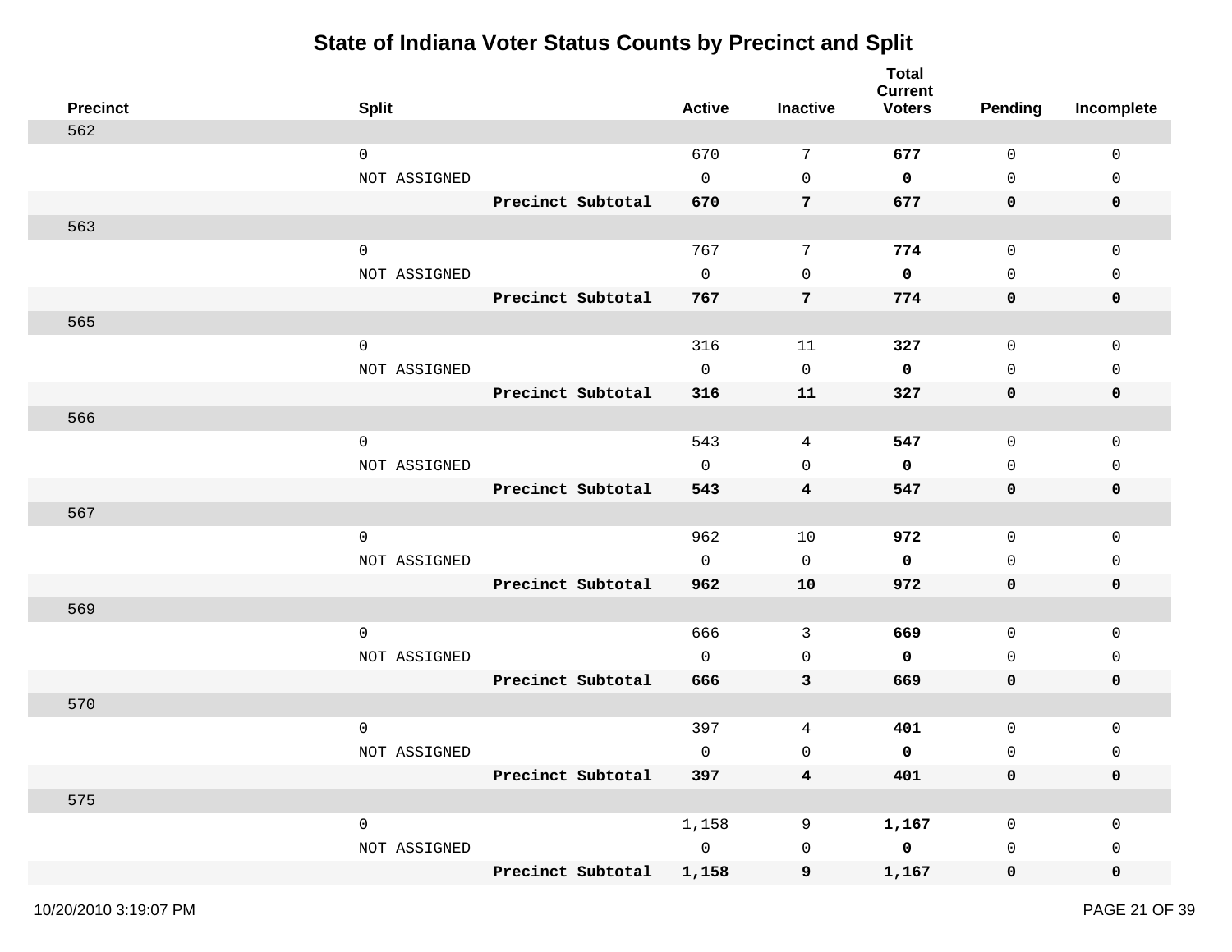# State of Indiana Voter Status Counts by Precinct and Split

| Precinct | Split | | Active | Inactive | Total Current Voters | Pending | Incomplete |
|---|---|---|---|---|---|---|---|
| 562 | | | | | | | |
| | 0 | | 670 | 7 | **677** | 0 | 0 |
| | NOT ASSIGNED | | 0 | 0 | **0** | 0 | 0 |
| | | **Precinct Subtotal** | **670** | **7** | **677** | **0** | **0** |
| 563 | | | | | | | |
| | 0 | | 767 | 7 | **774** | 0 | 0 |
| | NOT ASSIGNED | | 0 | 0 | **0** | 0 | 0 |
| | | **Precinct Subtotal** | **767** | **7** | **774** | **0** | **0** |
| 565 | | | | | | | |
| | 0 | | 316 | 11 | **327** | 0 | 0 |
| | NOT ASSIGNED | | 0 | 0 | **0** | 0 | 0 |
| | | **Precinct Subtotal** | **316** | **11** | **327** | **0** | **0** |
| 566 | | | | | | | |
| | 0 | | 543 | 4 | **547** | 0 | 0 |
| | NOT ASSIGNED | | 0 | 0 | **0** | 0 | 0 |
| | | **Precinct Subtotal** | **543** | **4** | **547** | **0** | **0** |
| 567 | | | | | | | |
| | 0 | | 962 | 10 | **972** | 0 | 0 |
| | NOT ASSIGNED | | 0 | 0 | **0** | 0 | 0 |
| | | **Precinct Subtotal** | **962** | **10** | **972** | **0** | **0** |
| 569 | | | | | | | |
| | 0 | | 666 | 3 | **669** | 0 | 0 |
| | NOT ASSIGNED | | 0 | 0 | **0** | 0 | 0 |
| | | **Precinct Subtotal** | **666** | **3** | **669** | **0** | **0** |
| 570 | | | | | | | |
| | 0 | | 397 | 4 | **401** | 0 | 0 |
| | NOT ASSIGNED | | 0 | 0 | **0** | 0 | 0 |
| | | **Precinct Subtotal** | **397** | **4** | **401** | **0** | **0** |
| 575 | | | | | | | |
| | 0 | | 1,158 | 9 | **1,167** | 0 | 0 |
| | NOT ASSIGNED | | 0 | 0 | **0** | 0 | 0 |
| | | **Precinct Subtotal** | **1,158** | **9** | **1,167** | **0** | **0** |

10/20/2010 3:19:07 PM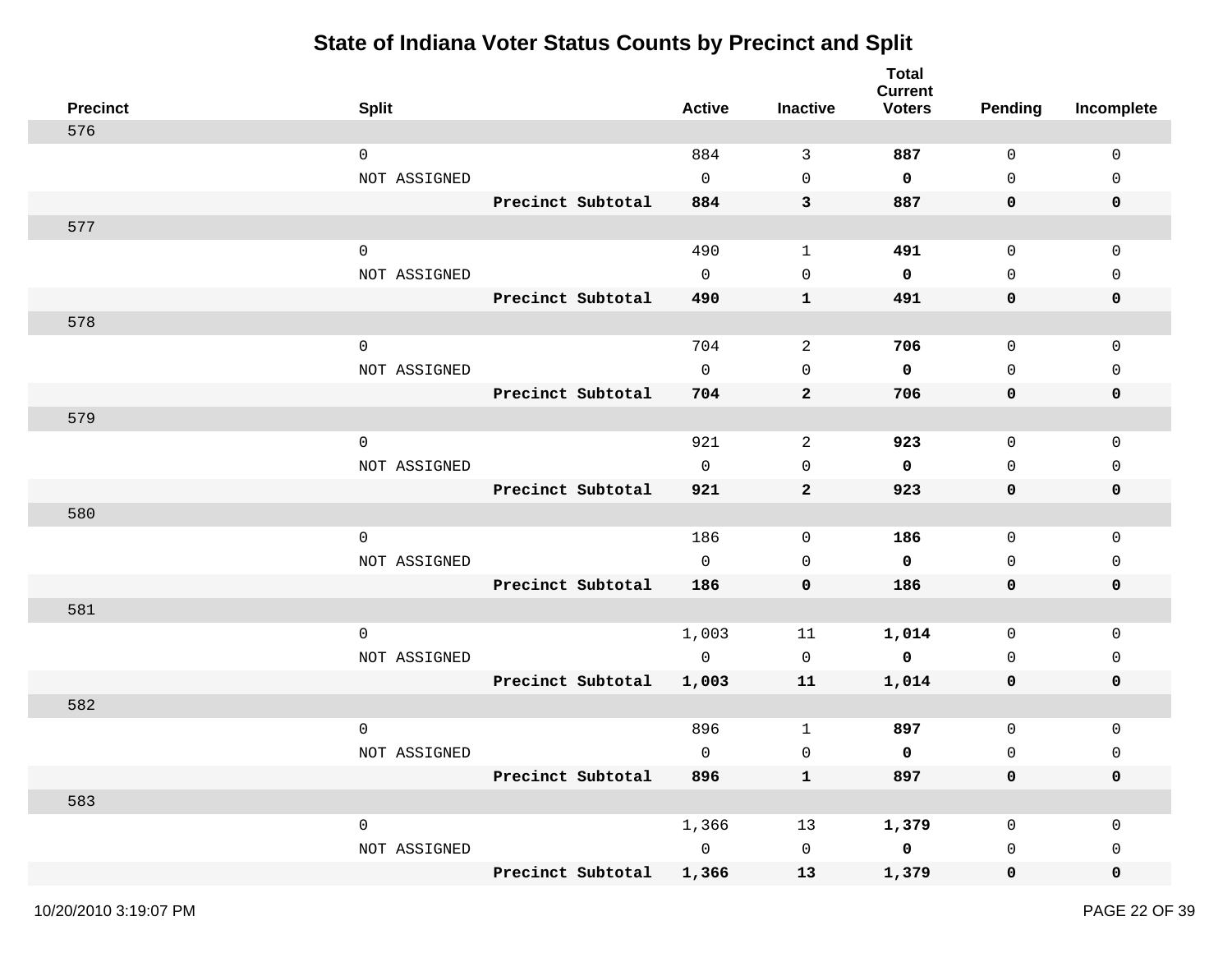# State of Indiana Voter Status Counts by Precinct and Split

| Precinct | Split | | Active | Inactive | Total Current Voters | Pending | Incomplete |
|---|---|---|---|---|---|---|---|
| 576 | | | | | | | |
| | 0 | | 884 | 3 | **887** | 0 | 0 |
| | NOT ASSIGNED | | 0 | 0 | **0** | 0 | 0 |
| | | **Precinct Subtotal** | **884** | **3** | **887** | **0** | **0** |
| 577 | | | | | | | |
| | 0 | | 490 | 1 | **491** | 0 | 0 |
| | NOT ASSIGNED | | 0 | 0 | **0** | 0 | 0 |
| | | **Precinct Subtotal** | **490** | **1** | **491** | **0** | **0** |
| 578 | | | | | | | |
| | 0 | | 704 | 2 | **706** | 0 | 0 |
| | NOT ASSIGNED | | 0 | 0 | **0** | 0 | 0 |
| | | **Precinct Subtotal** | **704** | **2** | **706** | **0** | **0** |
| 579 | | | | | | | |
| | 0 | | 921 | 2 | **923** | 0 | 0 |
| | NOT ASSIGNED | | 0 | 0 | **0** | 0 | 0 |
| | | **Precinct Subtotal** | **921** | **2** | **923** | **0** | **0** |
| 580 | | | | | | | |
| | 0 | | 186 | 0 | **186** | 0 | 0 |
| | NOT ASSIGNED | | 0 | 0 | **0** | 0 | 0 |
| | | **Precinct Subtotal** | **186** | **0** | **186** | **0** | **0** |
| 581 | | | | | | | |
| | 0 | | 1,003 | 11 | **1,014** | 0 | 0 |
| | NOT ASSIGNED | | 0 | 0 | **0** | 0 | 0 |
| | | **Precinct Subtotal** | **1,003** | **11** | **1,014** | **0** | **0** |
| 582 | | | | | | | |
| | 0 | | 896 | 1 | **897** | 0 | 0 |
| | NOT ASSIGNED | | 0 | 0 | **0** | 0 | 0 |
| | | **Precinct Subtotal** | **896** | **1** | **897** | **0** | **0** |
| 583 | | | | | | | |
| | 0 | | 1,366 | 13 | **1,379** | 0 | 0 |
| | NOT ASSIGNED | | 0 | 0 | **0** | 0 | 0 |
| | | **Precinct Subtotal** | **1,366** | **13** | **1,379** | **0** | **0** |

10/20/2010 3:19:07 PM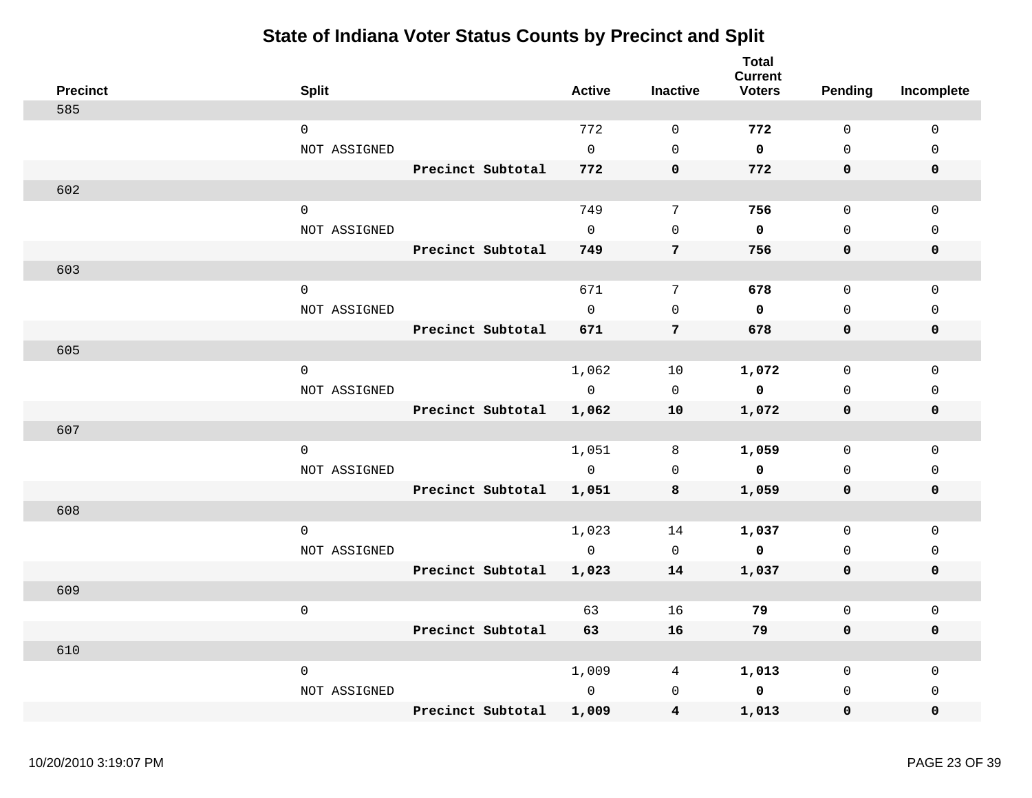# State of Indiana Voter Status Counts by Precinct and Split

| Precinct | Split | | Active | Inactive | Total Current Voters | Pending | Incomplete |
|---|---|---|---|---|---|---|---|
| 585 | | | | | | | |
| | 0 | | 772 | 0 | **772** | 0 | 0 |
| | NOT ASSIGNED | | 0 | 0 | **0** | 0 | 0 |
| | | **Precinct Subtotal** | **772** | **0** | **772** | **0** | **0** |
| 602 | | | | | | | |
| | 0 | | 749 | 7 | **756** | 0 | 0 |
| | NOT ASSIGNED | | 0 | 0 | **0** | 0 | 0 |
| | | **Precinct Subtotal** | **749** | **7** | **756** | **0** | **0** |
| 603 | | | | | | | |
| | 0 | | 671 | 7 | **678** | 0 | 0 |
| | NOT ASSIGNED | | 0 | 0 | **0** | 0 | 0 |
| | | **Precinct Subtotal** | **671** | **7** | **678** | **0** | **0** |
| 605 | | | | | | | |
| | 0 | | 1,062 | 10 | **1,072** | 0 | 0 |
| | NOT ASSIGNED | | 0 | 0 | **0** | 0 | 0 |
| | | **Precinct Subtotal** | **1,062** | **10** | **1,072** | **0** | **0** |
| 607 | | | | | | | |
| | 0 | | 1,051 | 8 | **1,059** | 0 | 0 |
| | NOT ASSIGNED | | 0 | 0 | **0** | 0 | 0 |
| | | **Precinct Subtotal** | **1,051** | **8** | **1,059** | **0** | **0** |
| 608 | | | | | | | |
| | 0 | | 1,023 | 14 | **1,037** | 0 | 0 |
| | NOT ASSIGNED | | 0 | 0 | **0** | 0 | 0 |
| | | **Precinct Subtotal** | **1,023** | **14** | **1,037** | **0** | **0** |
| 609 | | | | | | | |
| | 0 | | 63 | 16 | **79** | 0 | 0 |
| | | **Precinct Subtotal** | **63** | **16** | **79** | **0** | **0** |
| 610 | | | | | | | |
| | 0 | | 1,009 | 4 | **1,013** | 0 | 0 |
| | NOT ASSIGNED | | 0 | 0 | **0** | 0 | 0 |
| | | **Precinct Subtotal** | **1,009** | **4** | **1,013** | **0** | **0** |

10/20/2010 3:19:07 PM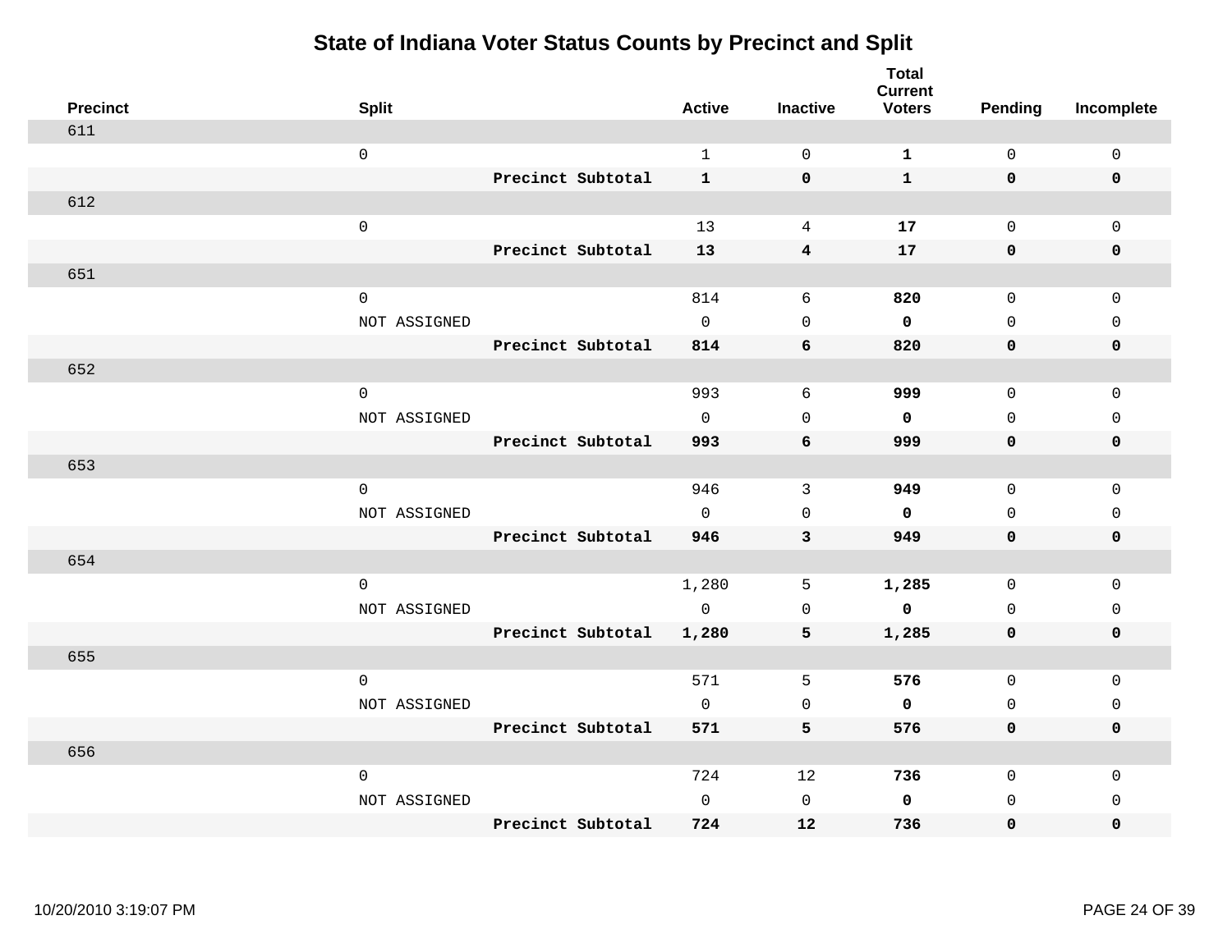# State of Indiana Voter Status Counts by Precinct and Split

| Precinct | Split | | Active | Inactive | Total Current Voters | Pending | Incomplete |
|---|---|---|---|---|---|---|---|
| 611 | | | | | | | |
| | 0 | | 1 | 0 | **1** | 0 | 0 |
| | | **Precinct Subtotal** | **1** | **0** | **1** | **0** | **0** |
| 612 | | | | | | | |
| | 0 | | 13 | 4 | **17** | 0 | 0 |
| | | **Precinct Subtotal** | **13** | **4** | **17** | **0** | **0** |
| 651 | | | | | | | |
| | 0 | | 814 | 6 | **820** | 0 | 0 |
| | NOT ASSIGNED | | 0 | 0 | **0** | 0 | 0 |
| | | **Precinct Subtotal** | **814** | **6** | **820** | **0** | **0** |
| 652 | | | | | | | |
| | 0 | | 993 | 6 | **999** | 0 | 0 |
| | NOT ASSIGNED | | 0 | 0 | **0** | 0 | 0 |
| | | **Precinct Subtotal** | **993** | **6** | **999** | **0** | **0** |
| 653 | | | | | | | |
| | 0 | | 946 | 3 | **949** | 0 | 0 |
| | NOT ASSIGNED | | 0 | 0 | **0** | 0 | 0 |
| | | **Precinct Subtotal** | **946** | **3** | **949** | **0** | **0** |
| 654 | | | | | | | |
| | 0 | | 1,280 | 5 | **1,285** | 0 | 0 |
| | NOT ASSIGNED | | 0 | 0 | **0** | 0 | 0 |
| | | **Precinct Subtotal** | **1,280** | **5** | **1,285** | **0** | **0** |
| 655 | | | | | | | |
| | 0 | | 571 | 5 | **576** | 0 | 0 |
| | NOT ASSIGNED | | 0 | 0 | **0** | 0 | 0 |
| | | **Precinct Subtotal** | **571** | **5** | **576** | **0** | **0** |
| 656 | | | | | | | |
| | 0 | | 724 | 12 | **736** | 0 | 0 |
| | NOT ASSIGNED | | 0 | 0 | **0** | 0 | 0 |
| | | **Precinct Subtotal** | **724** | **12** | **736** | **0** | **0** |

10/20/2010 3:19:07 PM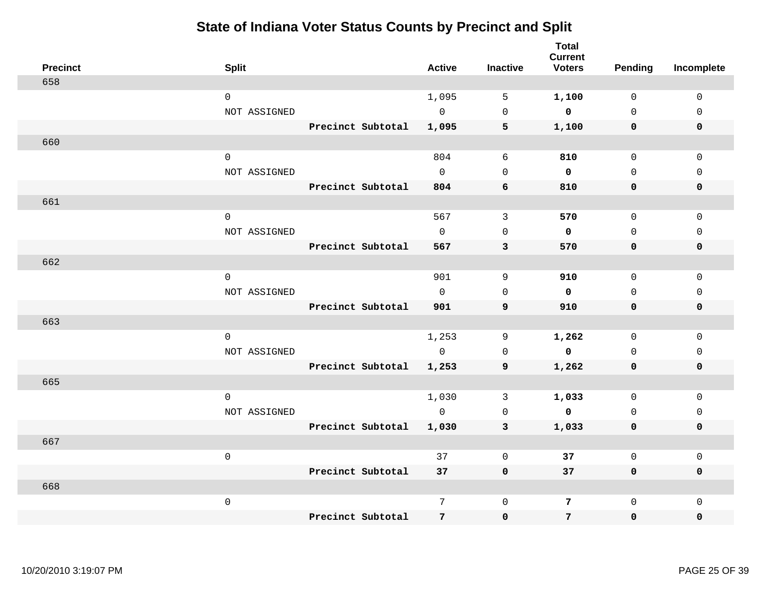# State of Indiana Voter Status Counts by Precinct and Split

| Precinct | Split | | Active | Inactive | Total Current Voters | Pending | Incomplete |
|---|---|---|---|---|---|---|---|
| 658 | | | | | | | |
| | 0 | | 1,095 | 5 | **1,100** | 0 | 0 |
| | NOT ASSIGNED | | 0 | 0 | **0** | 0 | 0 |
| | | **Precinct Subtotal** | **1,095** | **5** | **1,100** | **0** | **0** |
| 660 | | | | | | | |
| | 0 | | 804 | 6 | **810** | 0 | 0 |
| | NOT ASSIGNED | | 0 | 0 | **0** | 0 | 0 |
| | | **Precinct Subtotal** | **804** | **6** | **810** | **0** | **0** |
| 661 | | | | | | | |
| | 0 | | 567 | 3 | **570** | 0 | 0 |
| | NOT ASSIGNED | | 0 | 0 | **0** | 0 | 0 |
| | | **Precinct Subtotal** | **567** | **3** | **570** | **0** | **0** |
| 662 | | | | | | | |
| | 0 | | 901 | 9 | **910** | 0 | 0 |
| | NOT ASSIGNED | | 0 | 0 | **0** | 0 | 0 |
| | | **Precinct Subtotal** | **901** | **9** | **910** | **0** | **0** |
| 663 | | | | | | | |
| | 0 | | 1,253 | 9 | **1,262** | 0 | 0 |
| | NOT ASSIGNED | | 0 | 0 | **0** | 0 | 0 |
| | | **Precinct Subtotal** | **1,253** | **9** | **1,262** | **0** | **0** |
| 665 | | | | | | | |
| | 0 | | 1,030 | 3 | **1,033** | 0 | 0 |
| | NOT ASSIGNED | | 0 | 0 | **0** | 0 | 0 |
| | | **Precinct Subtotal** | **1,030** | **3** | **1,033** | **0** | **0** |
| 667 | | | | | | | |
| | 0 | | 37 | 0 | **37** | 0 | 0 |
| | | **Precinct Subtotal** | **37** | **0** | **37** | **0** | **0** |
| 668 | | | | | | | |
| | 0 | | 7 | 0 | **7** | 0 | 0 |
| | | **Precinct Subtotal** | **7** | **0** | **7** | **0** | **0** |

10/20/2010 3:19:07 PM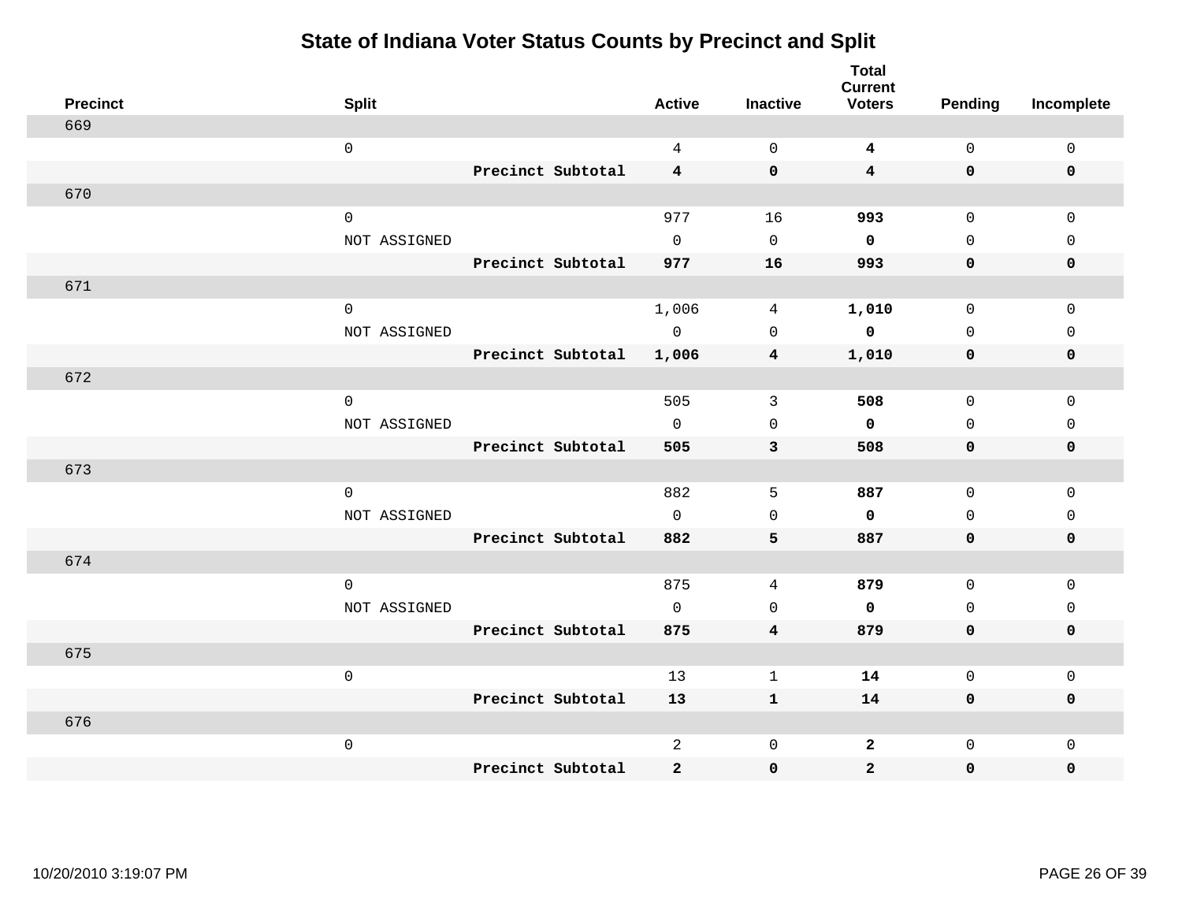# State of Indiana Voter Status Counts by Precinct and Split

| Precinct | Split | | Active | Inactive | Total Current Voters | Pending | Incomplete |
|---|---|---|---|---|---|---|---|
| 669 | | | | | | | |
| | 0 | | 4 | 0 | **4** | 0 | 0 |
| | | **Precinct Subtotal** | **4** | **0** | **4** | **0** | **0** |
| 670 | | | | | | | |
| | 0 | | 977 | 16 | **993** | 0 | 0 |
| | NOT ASSIGNED | | 0 | 0 | **0** | 0 | 0 |
| | | **Precinct Subtotal** | **977** | **16** | **993** | **0** | **0** |
| 671 | | | | | | | |
| | 0 | | 1,006 | 4 | **1,010** | 0 | 0 |
| | NOT ASSIGNED | | 0 | 0 | **0** | 0 | 0 |
| | | **Precinct Subtotal** | **1,006** | **4** | **1,010** | **0** | **0** |
| 672 | | | | | | | |
| | 0 | | 505 | 3 | **508** | 0 | 0 |
| | NOT ASSIGNED | | 0 | 0 | **0** | 0 | 0 |
| | | **Precinct Subtotal** | **505** | **3** | **508** | **0** | **0** |
| 673 | | | | | | | |
| | 0 | | 882 | 5 | **887** | 0 | 0 |
| | NOT ASSIGNED | | 0 | 0 | **0** | 0 | 0 |
| | | **Precinct Subtotal** | **882** | **5** | **887** | **0** | **0** |
| 674 | | | | | | | |
| | 0 | | 875 | 4 | **879** | 0 | 0 |
| | NOT ASSIGNED | | 0 | 0 | **0** | 0 | 0 |
| | | **Precinct Subtotal** | **875** | **4** | **879** | **0** | **0** |
| 675 | | | | | | | |
| | 0 | | 13 | 1 | **14** | 0 | 0 |
| | | **Precinct Subtotal** | **13** | **1** | **14** | **0** | **0** |
| 676 | | | | | | | |
| | 0 | | 2 | 0 | **2** | 0 | 0 |
| | | **Precinct Subtotal** | **2** | **0** | **2** | **0** | **0** |

10/20/2010 3:19:07 PM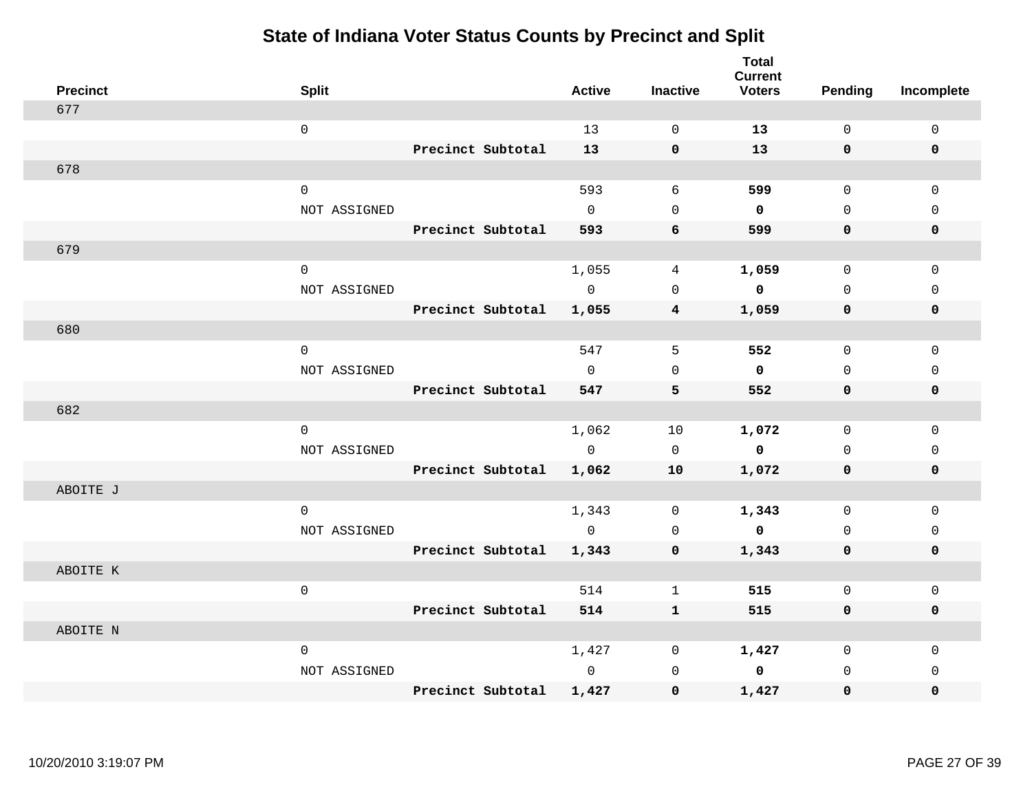# State of Indiana Voter Status Counts by Precinct and Split

| Precinct | Split | | Active | Inactive | Total Current Voters | Pending | Incomplete |
|---|---|---|---|---|---|---|---|
| 677 | | | | | | | |
| | 0 | | 13 | 0 | **13** | 0 | 0 |
| | | **Precinct Subtotal** | **13** | **0** | **13** | **0** | **0** |
| 678 | | | | | | | |
| | 0 | | 593 | 6 | **599** | 0 | 0 |
| | NOT ASSIGNED | | 0 | 0 | **0** | 0 | 0 |
| | | **Precinct Subtotal** | **593** | **6** | **599** | **0** | **0** |
| 679 | | | | | | | |
| | 0 | | 1,055 | 4 | **1,059** | 0 | 0 |
| | NOT ASSIGNED | | 0 | 0 | **0** | 0 | 0 |
| | | **Precinct Subtotal** | **1,055** | **4** | **1,059** | **0** | **0** |
| 680 | | | | | | | |
| | 0 | | 547 | 5 | **552** | 0 | 0 |
| | NOT ASSIGNED | | 0 | 0 | **0** | 0 | 0 |
| | | **Precinct Subtotal** | **547** | **5** | **552** | **0** | **0** |
| 682 | | | | | | | |
| | 0 | | 1,062 | 10 | **1,072** | 0 | 0 |
| | NOT ASSIGNED | | 0 | 0 | **0** | 0 | 0 |
| | | **Precinct Subtotal** | **1,062** | **10** | **1,072** | **0** | **0** |
| ABOITE J | | | | | | | |
| | 0 | | 1,343 | 0 | **1,343** | 0 | 0 |
| | NOT ASSIGNED | | 0 | 0 | **0** | 0 | 0 |
| | | **Precinct Subtotal** | **1,343** | **0** | **1,343** | **0** | **0** |
| ABOITE K | | | | | | | |
| | 0 | | 514 | 1 | **515** | 0 | 0 |
| | | **Precinct Subtotal** | **514** | **1** | **515** | **0** | **0** |
| ABOITE N | | | | | | | |
| | 0 | | 1,427 | 0 | **1,427** | 0 | 0 |
| | NOT ASSIGNED | | 0 | 0 | **0** | 0 | 0 |
| | | **Precinct Subtotal** | **1,427** | **0** | **1,427** | **0** | **0** |

10/20/2010 3:19:07 PM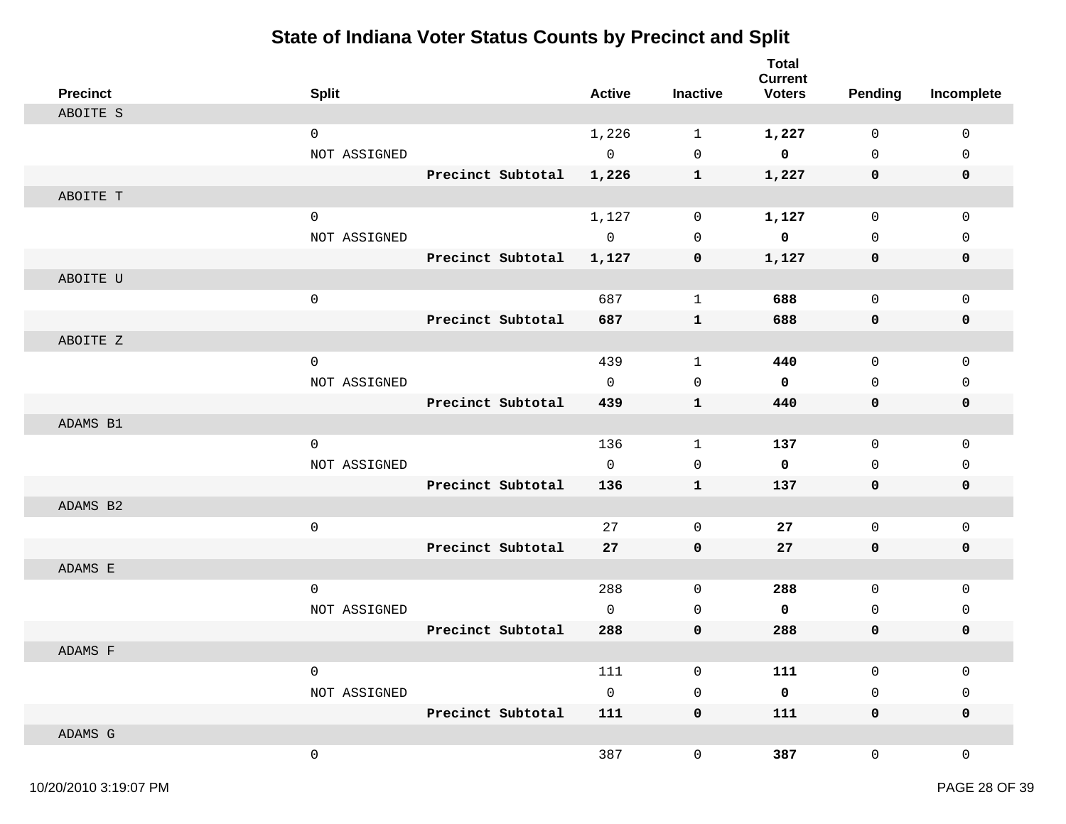# State of Indiana Voter Status Counts by Precinct and Split

| Precinct | Split | | Active | Inactive | Total Current Voters | Pending | Incomplete |
|---|---|---|---|---|---|---|---|
| ABOITE S | | | | | | | |
| | 0 | | 1,226 | 1 | **1,227** | 0 | 0 |
| | NOT ASSIGNED | | 0 | 0 | **0** | 0 | 0 |
| | | **Precinct Subtotal** | **1,226** | **1** | **1,227** | **0** | **0** |
| ABOITE T | | | | | | | |
| | 0 | | 1,127 | 0 | **1,127** | 0 | 0 |
| | NOT ASSIGNED | | 0 | 0 | **0** | 0 | 0 |
| | | **Precinct Subtotal** | **1,127** | **0** | **1,127** | **0** | **0** |
| ABOITE U | | | | | | | |
| | 0 | | 687 | 1 | **688** | 0 | 0 |
| | | **Precinct Subtotal** | **687** | **1** | **688** | **0** | **0** |
| ABOITE Z | | | | | | | |
| | 0 | | 439 | 1 | **440** | 0 | 0 |
| | NOT ASSIGNED | | 0 | 0 | **0** | 0 | 0 |
| | | **Precinct Subtotal** | **439** | **1** | **440** | **0** | **0** |
| ADAMS B1 | | | | | | | |
| | 0 | | 136 | 1 | **137** | 0 | 0 |
| | NOT ASSIGNED | | 0 | 0 | **0** | 0 | 0 |
| | | **Precinct Subtotal** | **136** | **1** | **137** | **0** | **0** |
| ADAMS B2 | | | | | | | |
| | 0 | | 27 | 0 | **27** | 0 | 0 |
| | | **Precinct Subtotal** | **27** | **0** | **27** | **0** | **0** |
| ADAMS E | | | | | | | |
| | 0 | | 288 | 0 | **288** | 0 | 0 |
| | NOT ASSIGNED | | 0 | 0 | **0** | 0 | 0 |
| | | **Precinct Subtotal** | **288** | **0** | **288** | **0** | **0** |
| ADAMS F | | | | | | | |
| | 0 | | 111 | 0 | **111** | 0 | 0 |
| | NOT ASSIGNED | | 0 | 0 | **0** | 0 | 0 |
| | | **Precinct Subtotal** | **111** | **0** | **111** | **0** | **0** |
| ADAMS G | | | | | | | |
| | 0 | | 387 | 0 | **387** | 0 | 0 |

10/20/2010 3:19:07 PM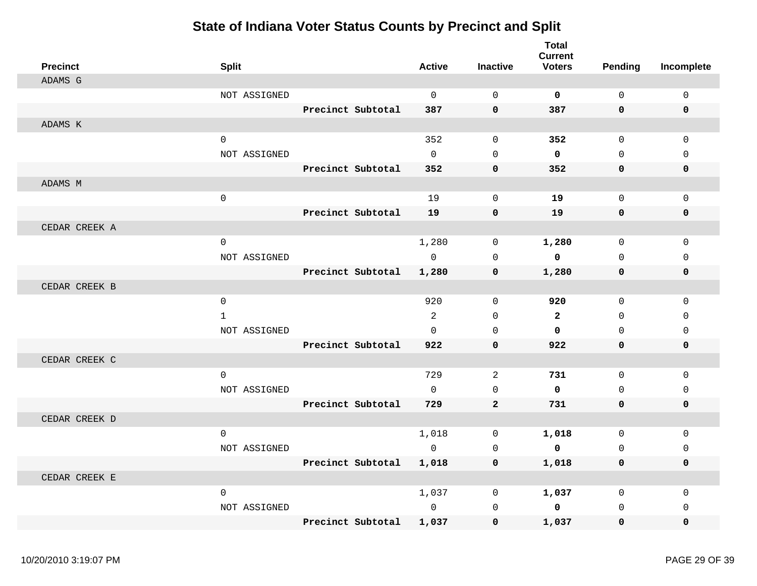# State of Indiana Voter Status Counts by Precinct and Split

| Precinct | Split | | Active | Inactive | Total Current Voters | Pending | Incomplete |
|---|---|---|---|---|---|---|---|
| ADAMS G | | | | | | | |
| | NOT ASSIGNED | | 0 | 0 | **0** | 0 | 0 |
| | | **Precinct Subtotal** | **387** | **0** | **387** | **0** | **0** |
| ADAMS K | | | | | | | |
| | 0 | | 352 | 0 | **352** | 0 | 0 |
| | NOT ASSIGNED | | 0 | 0 | **0** | 0 | 0 |
| | | **Precinct Subtotal** | **352** | **0** | **352** | **0** | **0** |
| ADAMS M | | | | | | | |
| | 0 | | 19 | 0 | **19** | 0 | 0 |
| | | **Precinct Subtotal** | **19** | **0** | **19** | **0** | **0** |
| CEDAR CREEK A | | | | | | | |
| | 0 | | 1,280 | 0 | **1,280** | 0 | 0 |
| | NOT ASSIGNED | | 0 | 0 | **0** | 0 | 0 |
| | | **Precinct Subtotal** | **1,280** | **0** | **1,280** | **0** | **0** |
| CEDAR CREEK B | | | | | | | |
| | 0 | | 920 | 0 | **920** | 0 | 0 |
| | 1 | | 2 | 0 | **2** | 0 | 0 |
| | NOT ASSIGNED | | 0 | 0 | **0** | 0 | 0 |
| | | **Precinct Subtotal** | **922** | **0** | **922** | **0** | **0** |
| CEDAR CREEK C | | | | | | | |
| | 0 | | 729 | 2 | **731** | 0 | 0 |
| | NOT ASSIGNED | | 0 | 0 | **0** | 0 | 0 |
| | | **Precinct Subtotal** | **729** | **2** | **731** | **0** | **0** |
| CEDAR CREEK D | | | | | | | |
| | 0 | | 1,018 | 0 | **1,018** | 0 | 0 |
| | NOT ASSIGNED | | 0 | 0 | **0** | 0 | 0 |
| | | **Precinct Subtotal** | **1,018** | **0** | **1,018** | **0** | **0** |
| CEDAR CREEK E | | | | | | | |
| | 0 | | 1,037 | 0 | **1,037** | 0 | 0 |
| | NOT ASSIGNED | | 0 | 0 | **0** | 0 | 0 |
| | | **Precinct Subtotal** | **1,037** | **0** | **1,037** | **0** | **0** |

10/20/2010 3:19:07 PM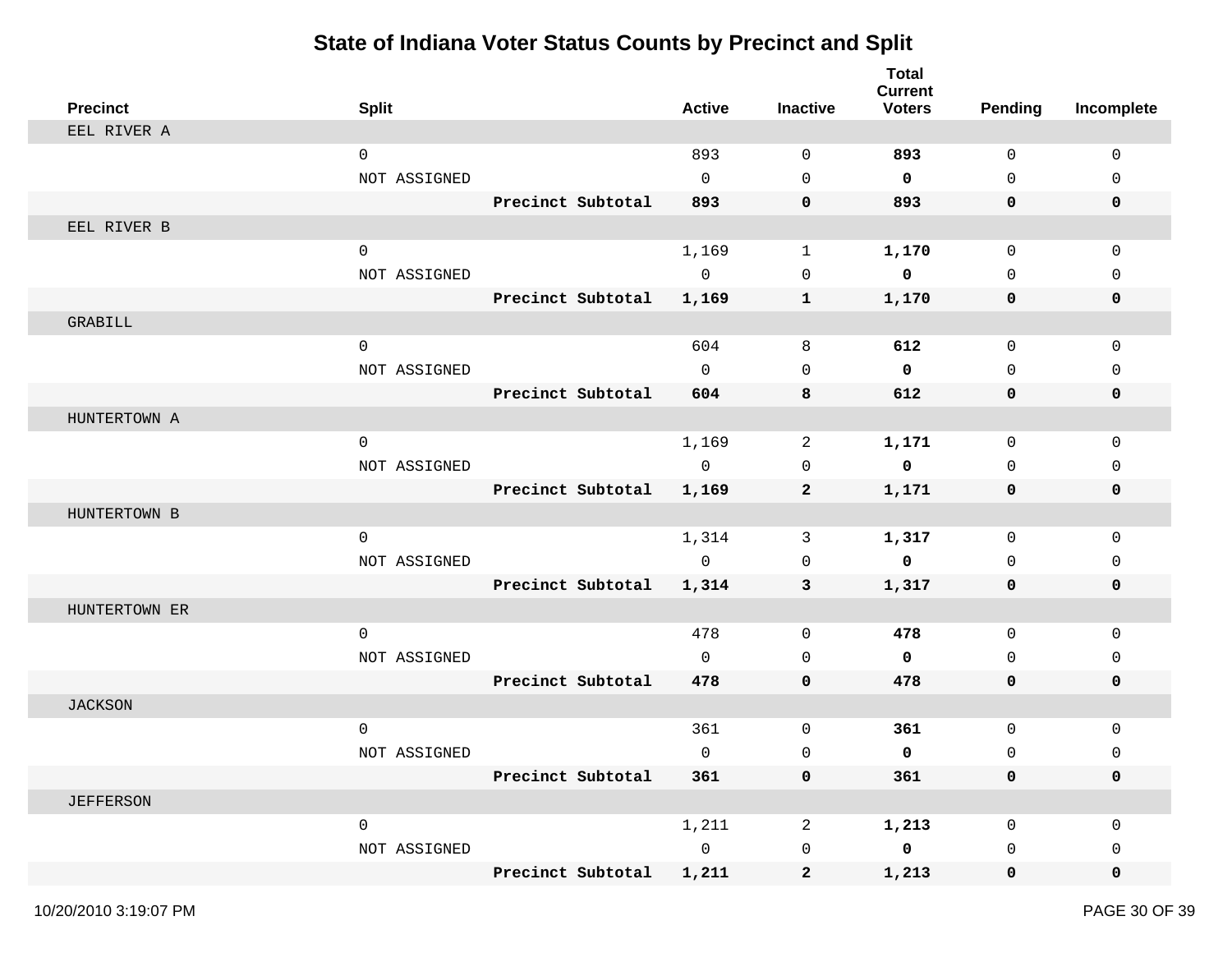# State of Indiana Voter Status Counts by Precinct and Split

| Precinct | Split | | Active | Inactive | Total Current Voters | Pending | Incomplete |
|---|---|---|---|---|---|---|---|
| EEL RIVER A | | | | | | | |
| | 0 | | 893 | 0 | **893** | 0 | 0 |
| | NOT ASSIGNED | | 0 | 0 | **0** | 0 | 0 |
| | | **Precinct Subtotal** | **893** | **0** | **893** | **0** | **0** |
| EEL RIVER B | | | | | | | |
| | 0 | | 1,169 | 1 | **1,170** | 0 | 0 |
| | NOT ASSIGNED | | 0 | 0 | **0** | 0 | 0 |
| | | **Precinct Subtotal** | **1,169** | **1** | **1,170** | **0** | **0** |
| GRABILL | | | | | | | |
| | 0 | | 604 | 8 | **612** | 0 | 0 |
| | NOT ASSIGNED | | 0 | 0 | **0** | 0 | 0 |
| | | **Precinct Subtotal** | **604** | **8** | **612** | **0** | **0** |
| HUNTERTOWN A | | | | | | | |
| | 0 | | 1,169 | 2 | **1,171** | 0 | 0 |
| | NOT ASSIGNED | | 0 | 0 | **0** | 0 | 0 |
| | | **Precinct Subtotal** | **1,169** | **2** | **1,171** | **0** | **0** |
| HUNTERTOWN B | | | | | | | |
| | 0 | | 1,314 | 3 | **1,317** | 0 | 0 |
| | NOT ASSIGNED | | 0 | 0 | **0** | 0 | 0 |
| | | **Precinct Subtotal** | **1,314** | **3** | **1,317** | **0** | **0** |
| HUNTERTOWN ER | | | | | | | |
| | 0 | | 478 | 0 | **478** | 0 | 0 |
| | NOT ASSIGNED | | 0 | 0 | **0** | 0 | 0 |
| | | **Precinct Subtotal** | **478** | **0** | **478** | **0** | **0** |
| JACKSON | | | | | | | |
| | 0 | | 361 | 0 | **361** | 0 | 0 |
| | NOT ASSIGNED | | 0 | 0 | **0** | 0 | 0 |
| | | **Precinct Subtotal** | **361** | **0** | **361** | **0** | **0** |
| JEFFERSON | | | | | | | |
| | 0 | | 1,211 | 2 | **1,213** | 0 | 0 |
| | NOT ASSIGNED | | 0 | 0 | **0** | 0 | 0 |
| | | **Precinct Subtotal** | **1,211** | **2** | **1,213** | **0** | **0** |

10/20/2010 3:19:07 PM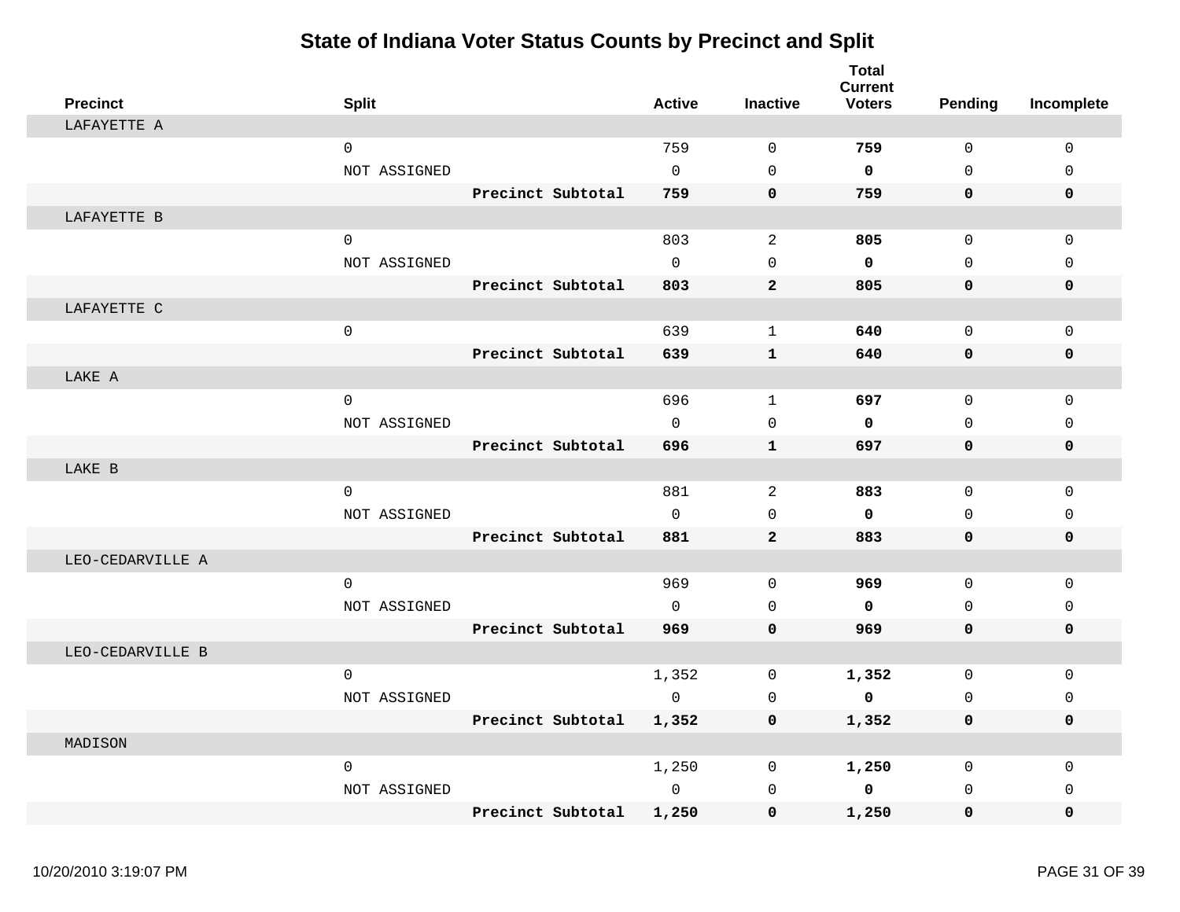# State of Indiana Voter Status Counts by Precinct and Split

| Precinct | Split | | Active | Inactive | Total Current Voters | Pending | Incomplete |
|---|---|---|---|---|---|---|---|
| LAFAYETTE A | | | | | | | |
| | 0 | | 759 | 0 | **759** | 0 | 0 |
| | NOT ASSIGNED | | 0 | 0 | **0** | 0 | 0 |
| | | **Precinct Subtotal** | **759** | **0** | **759** | **0** | **0** |
| LAFAYETTE B | | | | | | | |
| | 0 | | 803 | 2 | **805** | 0 | 0 |
| | NOT ASSIGNED | | 0 | 0 | **0** | 0 | 0 |
| | | **Precinct Subtotal** | **803** | **2** | **805** | **0** | **0** |
| LAFAYETTE C | | | | | | | |
| | 0 | | 639 | 1 | **640** | 0 | 0 |
| | | **Precinct Subtotal** | **639** | **1** | **640** | **0** | **0** |
| LAKE A | | | | | | | |
| | 0 | | 696 | 1 | **697** | 0 | 0 |
| | NOT ASSIGNED | | 0 | 0 | **0** | 0 | 0 |
| | | **Precinct Subtotal** | **696** | **1** | **697** | **0** | **0** |
| LAKE B | | | | | | | |
| | 0 | | 881 | 2 | **883** | 0 | 0 |
| | NOT ASSIGNED | | 0 | 0 | **0** | 0 | 0 |
| | | **Precinct Subtotal** | **881** | **2** | **883** | **0** | **0** |
| LEO-CEDARVILLE A | | | | | | | |
| | 0 | | 969 | 0 | **969** | 0 | 0 |
| | NOT ASSIGNED | | 0 | 0 | **0** | 0 | 0 |
| | | **Precinct Subtotal** | **969** | **0** | **969** | **0** | **0** |
| LEO-CEDARVILLE B | | | | | | | |
| | 0 | | 1,352 | 0 | **1,352** | 0 | 0 |
| | NOT ASSIGNED | | 0 | 0 | **0** | 0 | 0 |
| | | **Precinct Subtotal** | **1,352** | **0** | **1,352** | **0** | **0** |
| MADISON | | | | | | | |
| | 0 | | 1,250 | 0 | **1,250** | 0 | 0 |
| | NOT ASSIGNED | | 0 | 0 | **0** | 0 | 0 |
| | | **Precinct Subtotal** | **1,250** | **0** | **1,250** | **0** | **0** |

10/20/2010 3:19:07 PM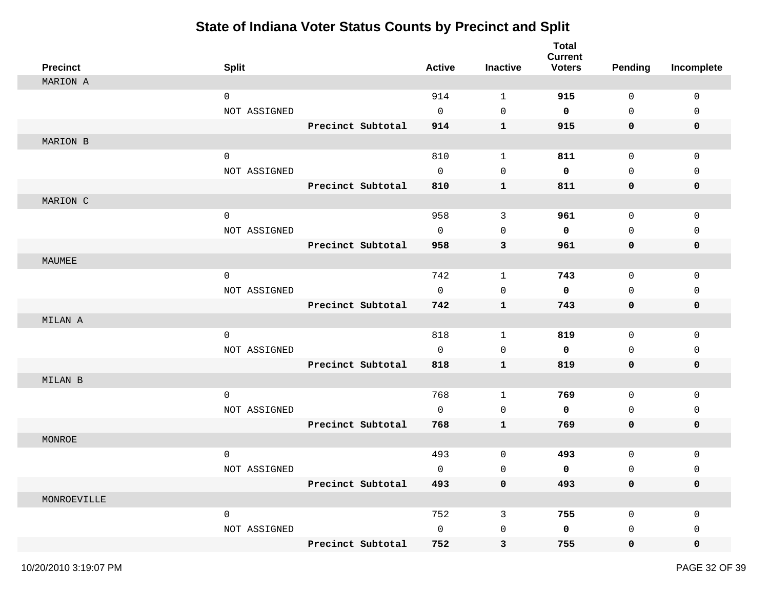# State of Indiana Voter Status Counts by Precinct and Split

| Precinct | Split | | Active | Inactive | Total Current Voters | Pending | Incomplete |
|---|---|---|---|---|---|---|---|
| MARION A | | | | | | | |
| | 0 | | 914 | 1 | **915** | 0 | 0 |
| | NOT ASSIGNED | | 0 | 0 | **0** | 0 | 0 |
| | | **Precinct Subtotal** | **914** | **1** | **915** | **0** | **0** |
| MARION B | | | | | | | |
| | 0 | | 810 | 1 | **811** | 0 | 0 |
| | NOT ASSIGNED | | 0 | 0 | **0** | 0 | 0 |
| | | **Precinct Subtotal** | **810** | **1** | **811** | **0** | **0** |
| MARION C | | | | | | | |
| | 0 | | 958 | 3 | **961** | 0 | 0 |
| | NOT ASSIGNED | | 0 | 0 | **0** | 0 | 0 |
| | | **Precinct Subtotal** | **958** | **3** | **961** | **0** | **0** |
| MAUMEE | | | | | | | |
| | 0 | | 742 | 1 | **743** | 0 | 0 |
| | NOT ASSIGNED | | 0 | 0 | **0** | 0 | 0 |
| | | **Precinct Subtotal** | **742** | **1** | **743** | **0** | **0** |
| MILAN A | | | | | | | |
| | 0 | | 818 | 1 | **819** | 0 | 0 |
| | NOT ASSIGNED | | 0 | 0 | **0** | 0 | 0 |
| | | **Precinct Subtotal** | **818** | **1** | **819** | **0** | **0** |
| MILAN B | | | | | | | |
| | 0 | | 768 | 1 | **769** | 0 | 0 |
| | NOT ASSIGNED | | 0 | 0 | **0** | 0 | 0 |
| | | **Precinct Subtotal** | **768** | **1** | **769** | **0** | **0** |
| MONROE | | | | | | | |
| | 0 | | 493 | 0 | **493** | 0 | 0 |
| | NOT ASSIGNED | | 0 | 0 | **0** | 0 | 0 |
| | | **Precinct Subtotal** | **493** | **0** | **493** | **0** | **0** |
| MONROEVILLE | | | | | | | |
| | 0 | | 752 | 3 | **755** | 0 | 0 |
| | NOT ASSIGNED | | 0 | 0 | **0** | 0 | 0 |
| | | **Precinct Subtotal** | **752** | **3** | **755** | **0** | **0** |

10/20/2010 3:19:07 PM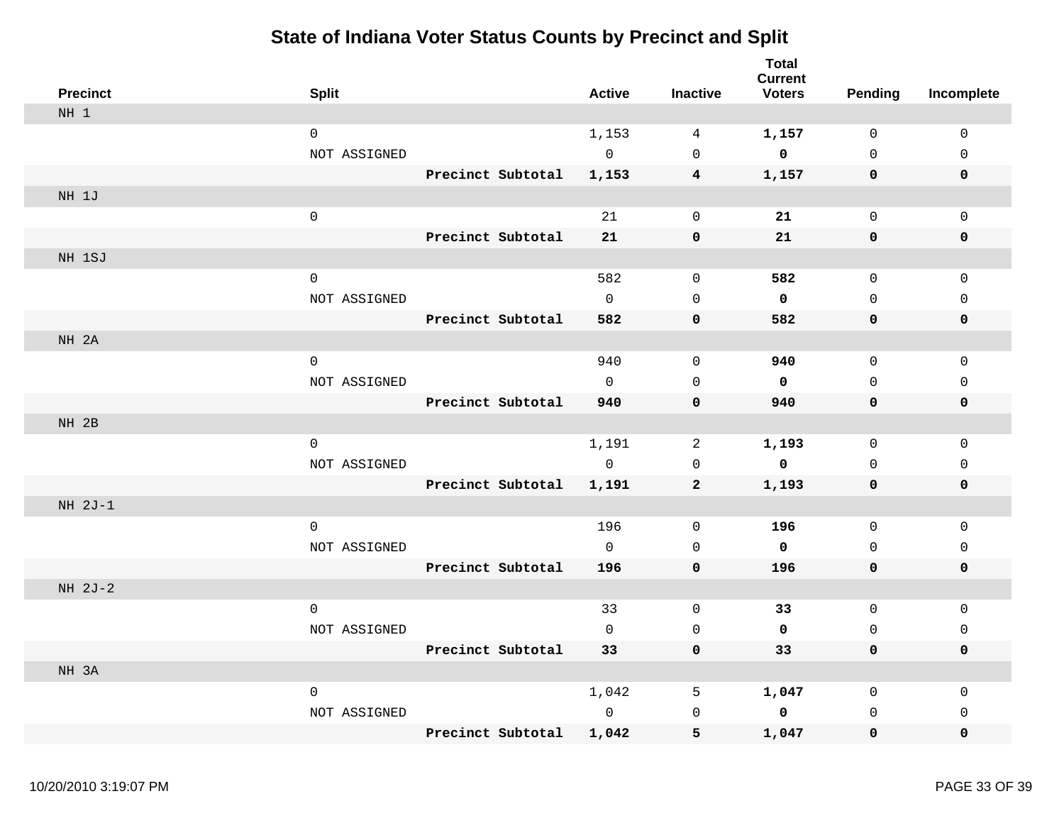# State of Indiana Voter Status Counts by Precinct and Split

| Precinct | Split | | Active | Inactive | Total Current Voters | Pending | Incomplete |
|---|---|---|---|---|---|---|---|
| NH 1 | | | | | | | |
| | 0 | | 1,153 | 4 | **1,157** | 0 | 0 |
| | NOT ASSIGNED | | 0 | 0 | **0** | 0 | 0 |
| | | **Precinct Subtotal** | **1,153** | **4** | **1,157** | **0** | **0** |
| NH 1J | | | | | | | |
| | 0 | | 21 | 0 | **21** | 0 | 0 |
| | | **Precinct Subtotal** | **21** | **0** | **21** | **0** | **0** |
| NH 1SJ | | | | | | | |
| | 0 | | 582 | 0 | **582** | 0 | 0 |
| | NOT ASSIGNED | | 0 | 0 | **0** | 0 | 0 |
| | | **Precinct Subtotal** | **582** | **0** | **582** | **0** | **0** |
| NH 2A | | | | | | | |
| | 0 | | 940 | 0 | **940** | 0 | 0 |
| | NOT ASSIGNED | | 0 | 0 | **0** | 0 | 0 |
| | | **Precinct Subtotal** | **940** | **0** | **940** | **0** | **0** |
| NH 2B | | | | | | | |
| | 0 | | 1,191 | 2 | **1,193** | 0 | 0 |
| | NOT ASSIGNED | | 0 | 0 | **0** | 0 | 0 |
| | | **Precinct Subtotal** | **1,191** | **2** | **1,193** | **0** | **0** |
| NH 2J-1 | | | | | | | |
| | 0 | | 196 | 0 | **196** | 0 | 0 |
| | NOT ASSIGNED | | 0 | 0 | **0** | 0 | 0 |
| | | **Precinct Subtotal** | **196** | **0** | **196** | **0** | **0** |
| NH 2J-2 | | | | | | | |
| | 0 | | 33 | 0 | **33** | 0 | 0 |
| | NOT ASSIGNED | | 0 | 0 | **0** | 0 | 0 |
| | | **Precinct Subtotal** | **33** | **0** | **33** | **0** | **0** |
| NH 3A | | | | | | | |
| | 0 | | 1,042 | 5 | **1,047** | 0 | 0 |
| | NOT ASSIGNED | | 0 | 0 | **0** | 0 | 0 |
| | | **Precinct Subtotal** | **1,042** | **5** | **1,047** | **0** | **0** |

10/20/2010 3:19:07 PM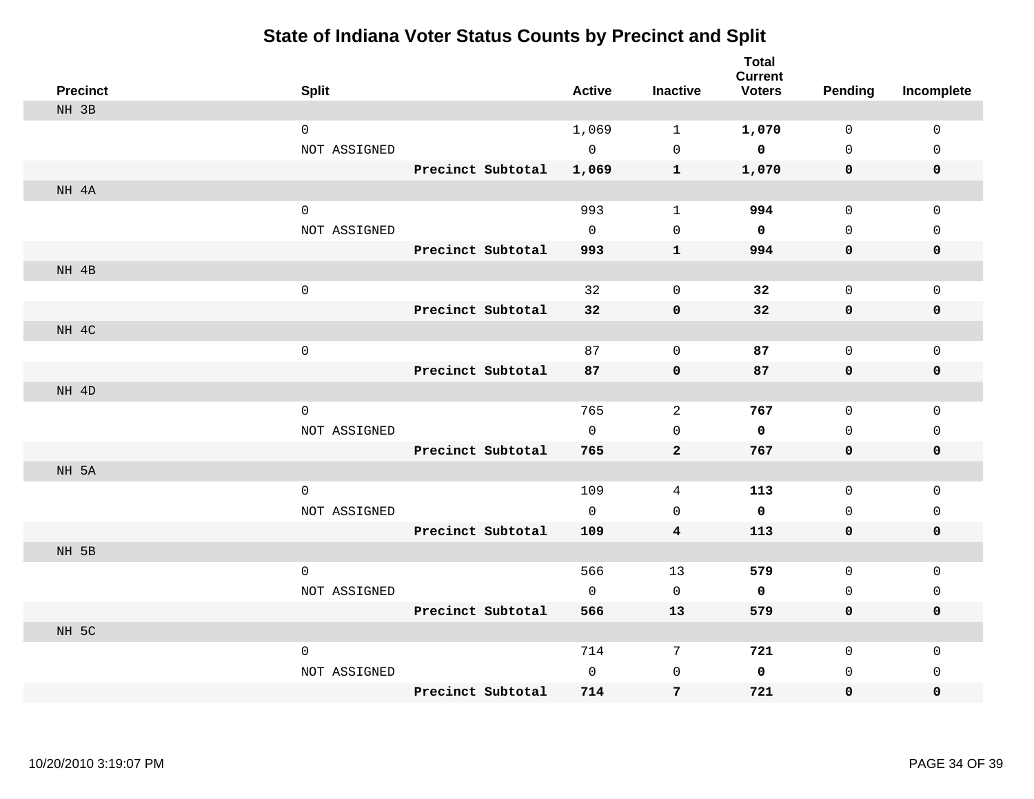# State of Indiana Voter Status Counts by Precinct and Split

| Precinct | Split | | Active | Inactive | Total Current Voters | Pending | Incomplete |
|---|---|---|---|---|---|---|---|
| NH 3B | | | | | | | |
| | 0 | | 1,069 | 1 | **1,070** | 0 | 0 |
| | NOT ASSIGNED | | 0 | 0 | **0** | 0 | 0 |
| | | **Precinct Subtotal** | **1,069** | **1** | **1,070** | **0** | **0** |
| NH 4A | | | | | | | |
| | 0 | | 993 | 1 | **994** | 0 | 0 |
| | NOT ASSIGNED | | 0 | 0 | **0** | 0 | 0 |
| | | **Precinct Subtotal** | **993** | **1** | **994** | **0** | **0** |
| NH 4B | | | | | | | |
| | 0 | | 32 | 0 | **32** | 0 | 0 |
| | | **Precinct Subtotal** | **32** | **0** | **32** | **0** | **0** |
| NH 4C | | | | | | | |
| | 0 | | 87 | 0 | **87** | 0 | 0 |
| | | **Precinct Subtotal** | **87** | **0** | **87** | **0** | **0** |
| NH 4D | | | | | | | |
| | 0 | | 765 | 2 | **767** | 0 | 0 |
| | NOT ASSIGNED | | 0 | 0 | **0** | 0 | 0 |
| | | **Precinct Subtotal** | **765** | **2** | **767** | **0** | **0** |
| NH 5A | | | | | | | |
| | 0 | | 109 | 4 | **113** | 0 | 0 |
| | NOT ASSIGNED | | 0 | 0 | **0** | 0 | 0 |
| | | **Precinct Subtotal** | **109** | **4** | **113** | **0** | **0** |
| NH 5B | | | | | | | |
| | 0 | | 566 | 13 | **579** | 0 | 0 |
| | NOT ASSIGNED | | 0 | 0 | **0** | 0 | 0 |
| | | **Precinct Subtotal** | **566** | **13** | **579** | **0** | **0** |
| NH 5C | | | | | | | |
| | 0 | | 714 | 7 | **721** | 0 | 0 |
| | NOT ASSIGNED | | 0 | 0 | **0** | 0 | 0 |
| | | **Precinct Subtotal** | **714** | **7** | **721** | **0** | **0** |

10/20/2010 3:19:07 PM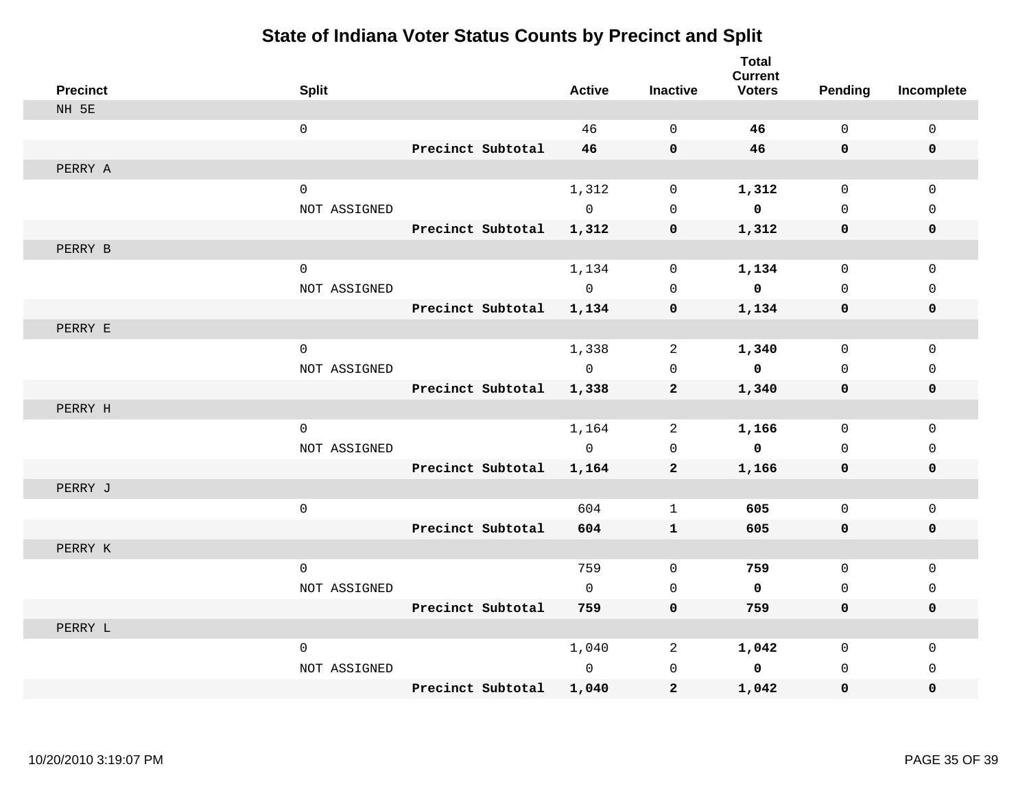# State of Indiana Voter Status Counts by Precinct and Split

| Precinct | Split | | Active | Inactive | Total Current Voters | Pending | Incomplete |
|---|---|---|---|---|---|---|---|
| NH 5E | | | | | | | |
| | 0 | | 46 | 0 | **46** | 0 | 0 |
| | | **Precinct Subtotal** | **46** | **0** | **46** | **0** | **0** |
| PERRY A | | | | | | | |
| | 0 | | 1,312 | 0 | **1,312** | 0 | 0 |
| | NOT ASSIGNED | | 0 | 0 | **0** | 0 | 0 |
| | | **Precinct Subtotal** | **1,312** | **0** | **1,312** | **0** | **0** |
| PERRY B | | | | | | | |
| | 0 | | 1,134 | 0 | **1,134** | 0 | 0 |
| | NOT ASSIGNED | | 0 | 0 | **0** | 0 | 0 |
| | | **Precinct Subtotal** | **1,134** | **0** | **1,134** | **0** | **0** |
| PERRY E | | | | | | | |
| | 0 | | 1,338 | 2 | **1,340** | 0 | 0 |
| | NOT ASSIGNED | | 0 | 0 | **0** | 0 | 0 |
| | | **Precinct Subtotal** | **1,338** | **2** | **1,340** | **0** | **0** |
| PERRY H | | | | | | | |
| | 0 | | 1,164 | 2 | **1,166** | 0 | 0 |
| | NOT ASSIGNED | | 0 | 0 | **0** | 0 | 0 |
| | | **Precinct Subtotal** | **1,164** | **2** | **1,166** | **0** | **0** |
| PERRY J | | | | | | | |
| | 0 | | 604 | 1 | **605** | 0 | 0 |
| | | **Precinct Subtotal** | **604** | **1** | **605** | **0** | **0** |
| PERRY K | | | | | | | |
| | 0 | | 759 | 0 | **759** | 0 | 0 |
| | NOT ASSIGNED | | 0 | 0 | **0** | 0 | 0 |
| | | **Precinct Subtotal** | **759** | **0** | **759** | **0** | **0** |
| PERRY L | | | | | | | |
| | 0 | | 1,040 | 2 | **1,042** | 0 | 0 |
| | NOT ASSIGNED | | 0 | 0 | **0** | 0 | 0 |
| | | **Precinct Subtotal** | **1,040** | **2** | **1,042** | **0** | **0** |

10/20/2010 3:19:07 PM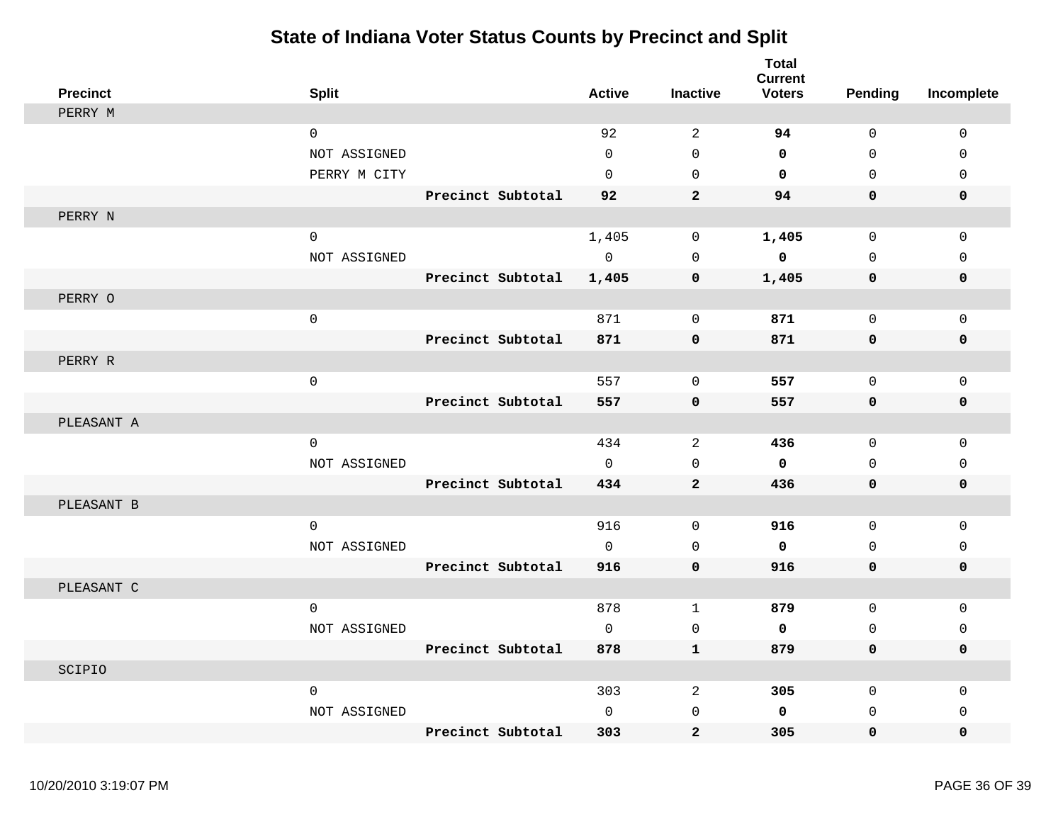# State of Indiana Voter Status Counts by Precinct and Split

| Precinct | Split | | Active | Inactive | Total Current Voters | Pending | Incomplete |
|---|---|---|---|---|---|---|---|
| PERRY M | | | | | | | |
| | 0 | | 92 | 2 | **94** | 0 | 0 |
| | NOT ASSIGNED | | 0 | 0 | **0** | 0 | 0 |
| | PERRY M CITY | | 0 | 0 | **0** | 0 | 0 |
| | | **Precinct Subtotal** | **92** | **2** | **94** | **0** | **0** |
| PERRY N | | | | | | | |
| | 0 | | 1,405 | 0 | **1,405** | 0 | 0 |
| | NOT ASSIGNED | | 0 | 0 | **0** | 0 | 0 |
| | | **Precinct Subtotal** | **1,405** | **0** | **1,405** | **0** | **0** |
| PERRY O | | | | | | | |
| | 0 | | 871 | 0 | **871** | 0 | 0 |
| | | **Precinct Subtotal** | **871** | **0** | **871** | **0** | **0** |
| PERRY R | | | | | | | |
| | 0 | | 557 | 0 | **557** | 0 | 0 |
| | | **Precinct Subtotal** | **557** | **0** | **557** | **0** | **0** |
| PLEASANT A | | | | | | | |
| | 0 | | 434 | 2 | **436** | 0 | 0 |
| | NOT ASSIGNED | | 0 | 0 | **0** | 0 | 0 |
| | | **Precinct Subtotal** | **434** | **2** | **436** | **0** | **0** |
| PLEASANT B | | | | | | | |
| | 0 | | 916 | 0 | **916** | 0 | 0 |
| | NOT ASSIGNED | | 0 | 0 | **0** | 0 | 0 |
| | | **Precinct Subtotal** | **916** | **0** | **916** | **0** | **0** |
| PLEASANT C | | | | | | | |
| | 0 | | 878 | 1 | **879** | 0 | 0 |
| | NOT ASSIGNED | | 0 | 0 | **0** | 0 | 0 |
| | | **Precinct Subtotal** | **878** | **1** | **879** | **0** | **0** |
| SCIPIO | | | | | | | |
| | 0 | | 303 | 2 | **305** | 0 | 0 |
| | NOT ASSIGNED | | 0 | 0 | **0** | 0 | 0 |
| | | **Precinct Subtotal** | **303** | **2** | **305** | **0** | **0** |

10/20/2010 3:19:07 PM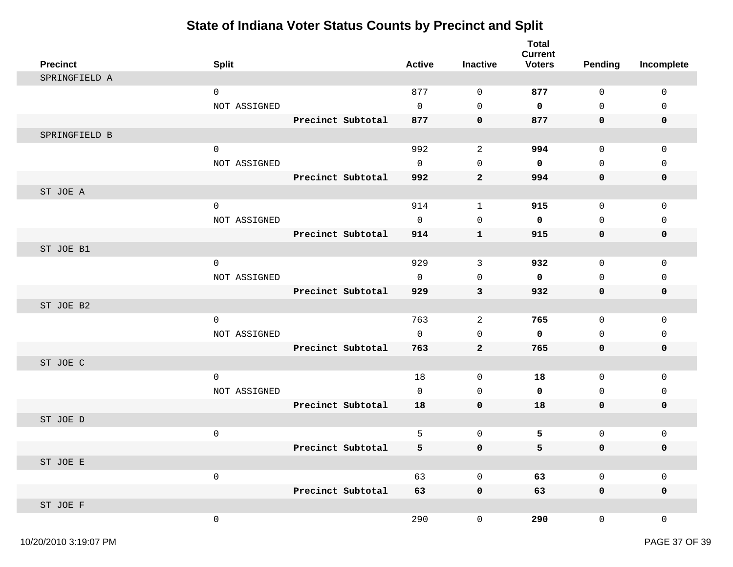# State of Indiana Voter Status Counts by Precinct and Split

| Precinct | Split | | Active | Inactive | Total Current Voters | Pending | Incomplete |
|---|---|---|---|---|---|---|---|
| SPRINGFIELD A | | | | | | | |
| | 0 | | 877 | 0 | **877** | 0 | 0 |
| | NOT ASSIGNED | | 0 | 0 | **0** | 0 | 0 |
| | | **Precinct Subtotal** | **877** | **0** | **877** | **0** | **0** |
| SPRINGFIELD B | | | | | | | |
| | 0 | | 992 | 2 | **994** | 0 | 0 |
| | NOT ASSIGNED | | 0 | 0 | **0** | 0 | 0 |
| | | **Precinct Subtotal** | **992** | **2** | **994** | **0** | **0** |
| ST JOE A | | | | | | | |
| | 0 | | 914 | 1 | **915** | 0 | 0 |
| | NOT ASSIGNED | | 0 | 0 | **0** | 0 | 0 |
| | | **Precinct Subtotal** | **914** | **1** | **915** | **0** | **0** |
| ST JOE B1 | | | | | | | |
| | 0 | | 929 | 3 | **932** | 0 | 0 |
| | NOT ASSIGNED | | 0 | 0 | **0** | 0 | 0 |
| | | **Precinct Subtotal** | **929** | **3** | **932** | **0** | **0** |
| ST JOE B2 | | | | | | | |
| | 0 | | 763 | 2 | **765** | 0 | 0 |
| | NOT ASSIGNED | | 0 | 0 | **0** | 0 | 0 |
| | | **Precinct Subtotal** | **763** | **2** | **765** | **0** | **0** |
| ST JOE C | | | | | | | |
| | 0 | | 18 | 0 | **18** | 0 | 0 |
| | NOT ASSIGNED | | 0 | 0 | **0** | 0 | 0 |
| | | **Precinct Subtotal** | **18** | **0** | **18** | **0** | **0** |
| ST JOE D | | | | | | | |
| | 0 | | 5 | 0 | **5** | 0 | 0 |
| | | **Precinct Subtotal** | **5** | **0** | **5** | **0** | **0** |
| ST JOE E | | | | | | | |
| | 0 | | 63 | 0 | **63** | 0 | 0 |
| | | **Precinct Subtotal** | **63** | **0** | **63** | **0** | **0** |
| ST JOE F | | | | | | | |
| | 0 | | 290 | 0 | **290** | 0 | 0 |

10/20/2010 3:19:07 PM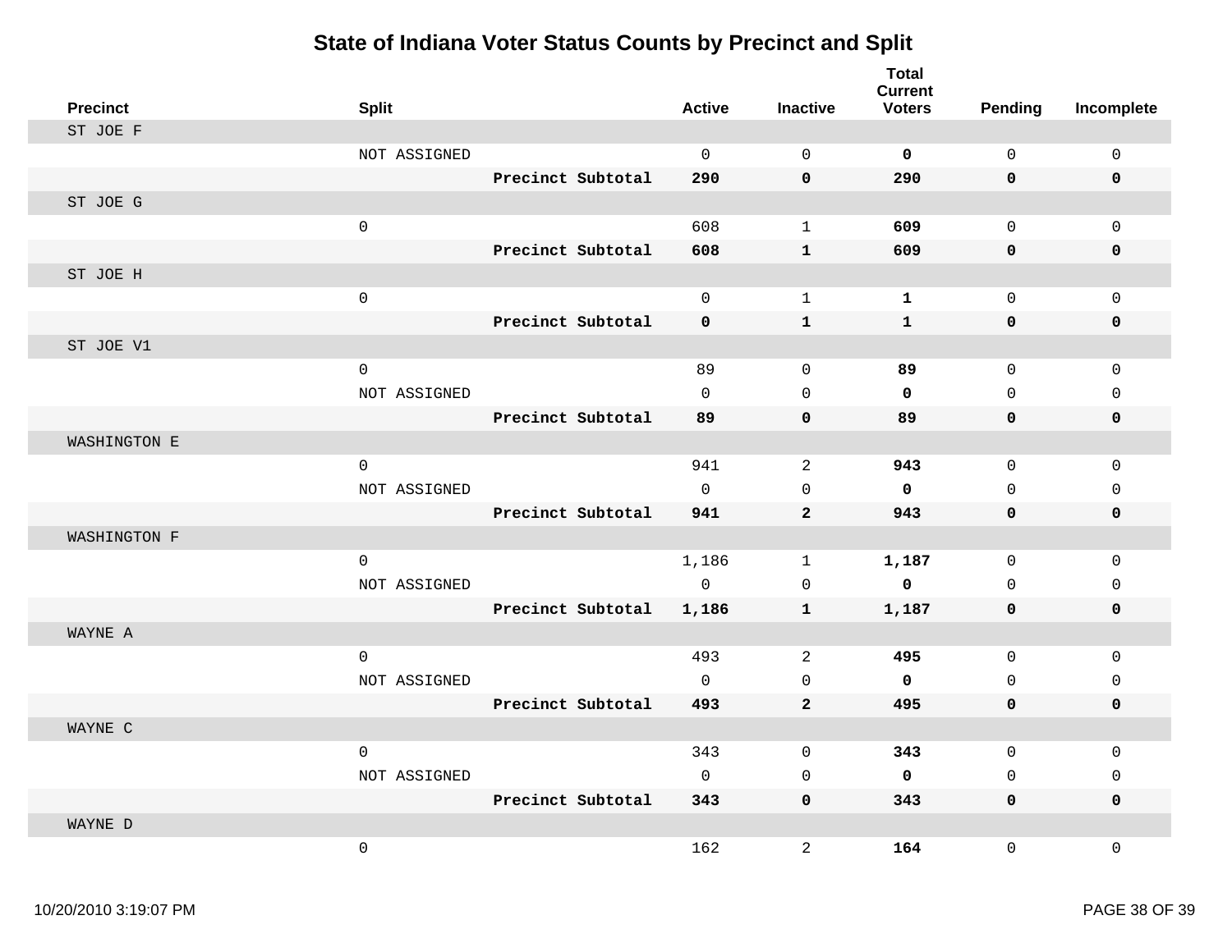# State of Indiana Voter Status Counts by Precinct and Split

| Precinct | Split | | Active | Inactive | Total Current Voters | Pending | Incomplete |
|---|---|---|---|---|---|---|---|
| ST JOE F | | | | | | | |
| | NOT ASSIGNED | | 0 | 0 | **0** | 0 | 0 |
| | | **Precinct Subtotal** | **290** | **0** | **290** | **0** | **0** |
| ST JOE G | | | | | | | |
| | 0 | | 608 | 1 | **609** | 0 | 0 |
| | | **Precinct Subtotal** | **608** | **1** | **609** | **0** | **0** |
| ST JOE H | | | | | | | |
| | 0 | | 0 | 1 | **1** | 0 | 0 |
| | | **Precinct Subtotal** | **0** | **1** | **1** | **0** | **0** |
| ST JOE V1 | | | | | | | |
| | 0 | | 89 | 0 | **89** | 0 | 0 |
| | NOT ASSIGNED | | 0 | 0 | **0** | 0 | 0 |
| | | **Precinct Subtotal** | **89** | **0** | **89** | **0** | **0** |
| WASHINGTON E | | | | | | | |
| | 0 | | 941 | 2 | **943** | 0 | 0 |
| | NOT ASSIGNED | | 0 | 0 | **0** | 0 | 0 |
| | | **Precinct Subtotal** | **941** | **2** | **943** | **0** | **0** |
| WASHINGTON F | | | | | | | |
| | 0 | | 1,186 | 1 | **1,187** | 0 | 0 |
| | NOT ASSIGNED | | 0 | 0 | **0** | 0 | 0 |
| | | **Precinct Subtotal** | **1,186** | **1** | **1,187** | **0** | **0** |
| WAYNE A | | | | | | | |
| | 0 | | 493 | 2 | **495** | 0 | 0 |
| | NOT ASSIGNED | | 0 | 0 | **0** | 0 | 0 |
| | | **Precinct Subtotal** | **493** | **2** | **495** | **0** | **0** |
| WAYNE C | | | | | | | |
| | 0 | | 343 | 0 | **343** | 0 | 0 |
| | NOT ASSIGNED | | 0 | 0 | **0** | 0 | 0 |
| | | **Precinct Subtotal** | **343** | **0** | **343** | **0** | **0** |
| WAYNE D | | | | | | | |
| | 0 | | 162 | 2 | **164** | 0 | 0 |

10/20/2010 3:19:07 PM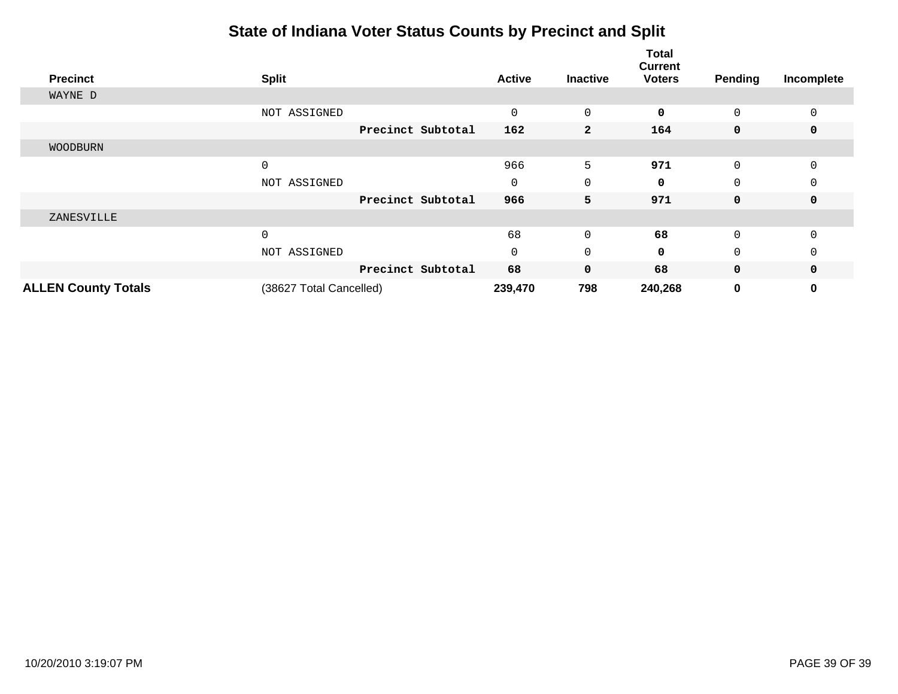# State of Indiana Voter Status Counts by Precinct and Split

| Precinct | Split | Active | Inactive | Total Current Voters | Pending | Incomplete |
|---|---|---|---|---|---|---|
| WAYNE D | | | | | | |
| | NOT ASSIGNED | 0 | 0 | **0** | 0 | 0 |
| | **Precinct Subtotal** | **162** | **2** | **164** | **0** | **0** |
| WOODBURN | | | | | | |
| | 0 | 966 | 5 | **971** | 0 | 0 |
| | NOT ASSIGNED | 0 | 0 | **0** | 0 | 0 |
| | **Precinct Subtotal** | **966** | **5** | **971** | **0** | **0** |
| ZANESVILLE | | | | | | |
| | 0 | 68 | 0 | **68** | 0 | 0 |
| | NOT ASSIGNED | 0 | 0 | **0** | 0 | 0 |
| | **Precinct Subtotal** | **68** | **0** | **68** | **0** | **0** |
| **ALLEN County Totals** | (38627 Total Cancelled) | **239,470** | **798** | **240,268** | **0** | **0** |

10/20/2010 3:19:07 PM